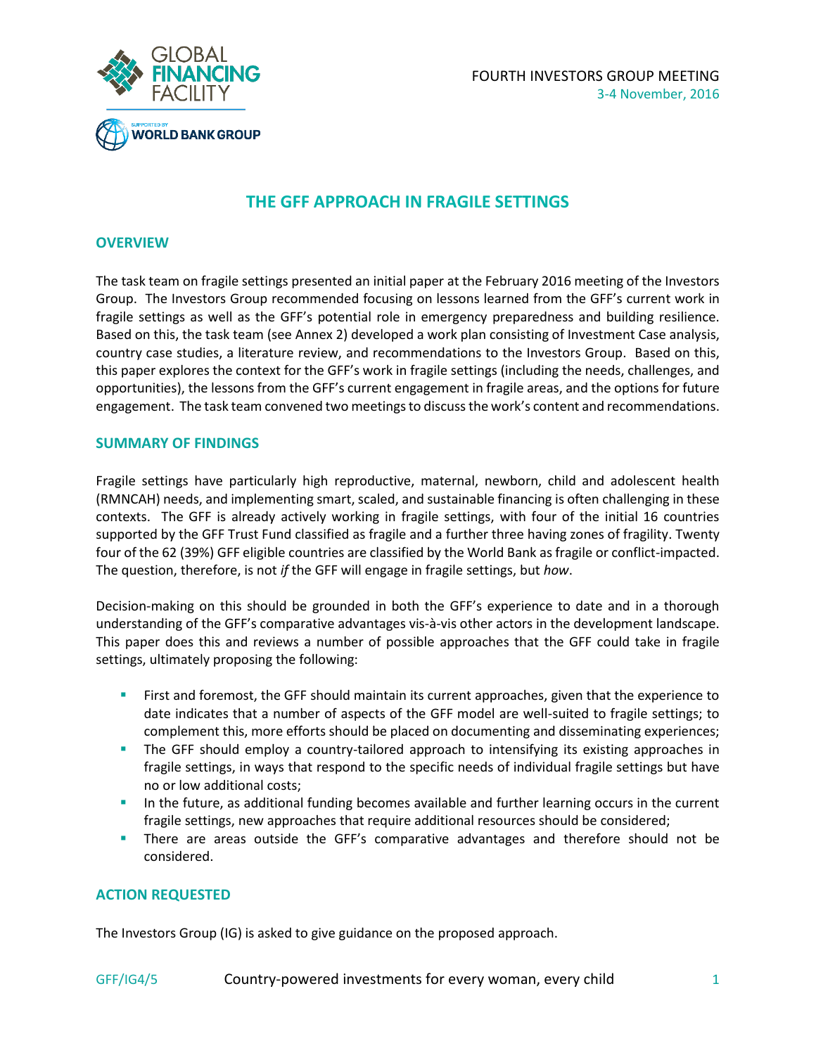FOURTH INVESTORS GROUP MEETING
3-4 November, 2016

# THE GFF APPROACH IN FRAGILE SETTINGS

## OVERVIEW

The task team on fragile settings presented an initial paper at the February 2016 meeting of the Investors Group. The Investors Group recommended focusing on lessons learned from the GFF's current work in fragile settings as well as the GFF's potential role in emergency preparedness and building resilience. Based on this, the task team (see Annex 2) developed a work plan consisting of Investment Case analysis, country case studies, a literature review, and recommendations to the Investors Group. Based on this, this paper explores the context for the GFF's work in fragile settings (including the needs, challenges, and opportunities), the lessons from the GFF's current engagement in fragile areas, and the options for future engagement. The task team convened two meetings to discuss the work's content and recommendations.

## SUMMARY OF FINDINGS

Fragile settings have particularly high reproductive, maternal, newborn, child and adolescent health (RMNCAH) needs, and implementing smart, scaled, and sustainable financing is often challenging in these contexts. The GFF is already actively working in fragile settings, with four of the initial 16 countries supported by the GFF Trust Fund classified as fragile and a further three having zones of fragility. Twenty four of the 62 (39%) GFF eligible countries are classified by the World Bank as fragile or conflict-impacted. The question, therefore, is not *if* the GFF will engage in fragile settings, but *how*.

Decision-making on this should be grounded in both the GFF's experience to date and in a thorough understanding of the GFF's comparative advantages vis-à-vis other actors in the development landscape. This paper does this and reviews a number of possible approaches that the GFF could take in fragile settings, ultimately proposing the following:

- First and foremost, the GFF should maintain its current approaches, given that the experience to date indicates that a number of aspects of the GFF model are well-suited to fragile settings; to complement this, more efforts should be placed on documenting and disseminating experiences;
- The GFF should employ a country-tailored approach to intensifying its existing approaches in fragile settings, in ways that respond to the specific needs of individual fragile settings but have no or low additional costs;
- In the future, as additional funding becomes available and further learning occurs in the current fragile settings, new approaches that require additional resources should be considered;
- There are areas outside the GFF's comparative advantages and therefore should not be considered.

## ACTION REQUESTED

The Investors Group (IG) is asked to give guidance on the proposed approach.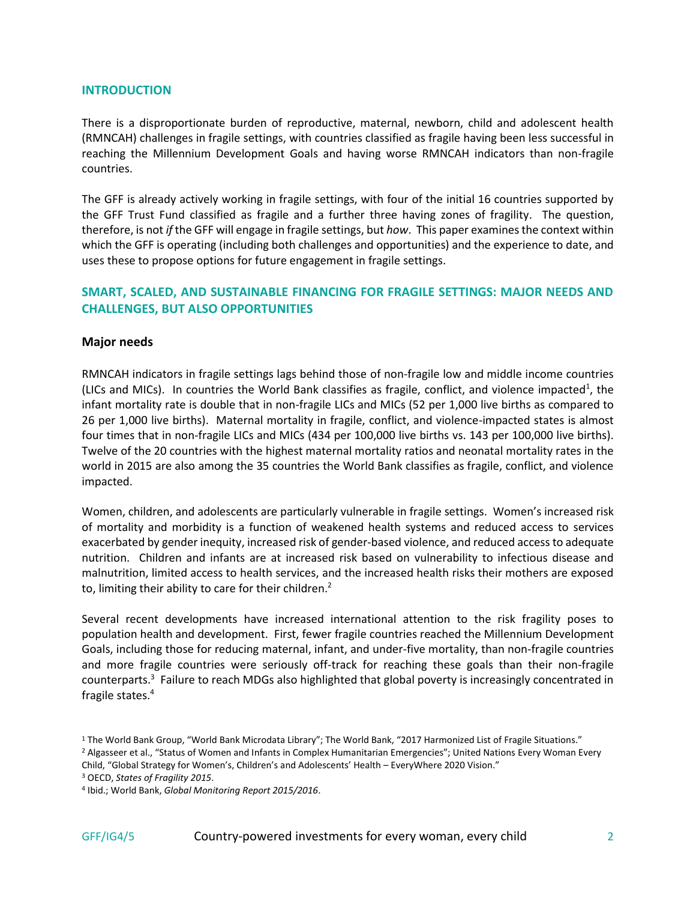## INTRODUCTION

There is a disproportionate burden of reproductive, maternal, newborn, child and adolescent health (RMNCAH) challenges in fragile settings, with countries classified as fragile having been less successful in reaching the Millennium Development Goals and having worse RMNCAH indicators than non-fragile countries.

The GFF is already actively working in fragile settings, with four of the initial 16 countries supported by the GFF Trust Fund classified as fragile and a further three having zones of fragility. The question, therefore, is not *if* the GFF will engage in fragile settings, but *how*. This paper examines the context within which the GFF is operating (including both challenges and opportunities) and the experience to date, and uses these to propose options for future engagement in fragile settings.

## SMART, SCALED, AND SUSTAINABLE FINANCING FOR FRAGILE SETTINGS: MAJOR NEEDS AND CHALLENGES, BUT ALSO OPPORTUNITIES

### Major needs

RMNCAH indicators in fragile settings lags behind those of non-fragile low and middle income countries (LICs and MICs). In countries the World Bank classifies as fragile, conflict, and violence impacted[1], the infant mortality rate is double that in non-fragile LICs and MICs (52 per 1,000 live births as compared to 26 per 1,000 live births). Maternal mortality in fragile, conflict, and violence-impacted states is almost four times that in non-fragile LICs and MICs (434 per 100,000 live births vs. 143 per 100,000 live births). Twelve of the 20 countries with the highest maternal mortality ratios and neonatal mortality rates in the world in 2015 are also among the 35 countries the World Bank classifies as fragile, conflict, and violence impacted.

Women, children, and adolescents are particularly vulnerable in fragile settings. Women's increased risk of mortality and morbidity is a function of weakened health systems and reduced access to services exacerbated by gender inequity, increased risk of gender-based violence, and reduced access to adequate nutrition. Children and infants are at increased risk based on vulnerability to infectious disease and malnutrition, limited access to health services, and the increased health risks their mothers are exposed to, limiting their ability to care for their children.[2]

Several recent developments have increased international attention to the risk fragility poses to population health and development. First, fewer fragile countries reached the Millennium Development Goals, including those for reducing maternal, infant, and under-five mortality, than non-fragile countries and more fragile countries were seriously off-track for reaching these goals than their non-fragile counterparts.[3] Failure to reach MDGs also highlighted that global poverty is increasingly concentrated in fragile states.[4]

---

[1] The World Bank Group, "World Bank Microdata Library"; The World Bank, "2017 Harmonized List of Fragile Situations."

[2] Algasseer et al., "Status of Women and Infants in Complex Humanitarian Emergencies"; United Nations Every Woman Every Child, "Global Strategy for Women's, Children's and Adolescents' Health – EveryWhere 2020 Vision."

[3] OECD, *States of Fragility 2015*.

[4] Ibid.; World Bank, *Global Monitoring Report 2015/2016*.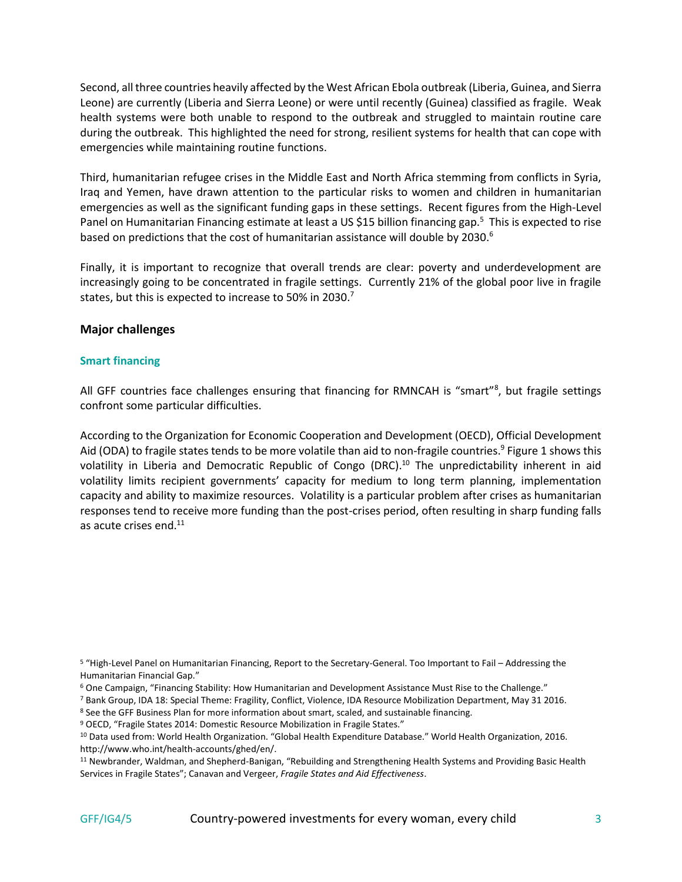Second, all three countries heavily affected by the West African Ebola outbreak (Liberia, Guinea, and Sierra Leone) are currently (Liberia and Sierra Leone) or were until recently (Guinea) classified as fragile. Weak health systems were both unable to respond to the outbreak and struggled to maintain routine care during the outbreak. This highlighted the need for strong, resilient systems for health that can cope with emergencies while maintaining routine functions.

Third, humanitarian refugee crises in the Middle East and North Africa stemming from conflicts in Syria, Iraq and Yemen, have drawn attention to the particular risks to women and children in humanitarian emergencies as well as the significant funding gaps in these settings. Recent figures from the High-Level Panel on Humanitarian Financing estimate at least a US $15 billion financing gap.[5] This is expected to rise based on predictions that the cost of humanitarian assistance will double by 2030.[6]

Finally, it is important to recognize that overall trends are clear: poverty and underdevelopment are increasingly going to be concentrated in fragile settings. Currently 21% of the global poor live in fragile states, but this is expected to increase to 50% in 2030.[7]

## Major challenges

### Smart financing

All GFF countries face challenges ensuring that financing for RMNCAH is "smart"[8], but fragile settings confront some particular difficulties.

According to the Organization for Economic Cooperation and Development (OECD), Official Development Aid (ODA) to fragile states tends to be more volatile than aid to non-fragile countries.[9] Figure 1 shows this volatility in Liberia and Democratic Republic of Congo (DRC).[10] The unpredictability inherent in aid volatility limits recipient governments' capacity for medium to long term planning, implementation capacity and ability to maximize resources. Volatility is a particular problem after crises as humanitarian responses tend to receive more funding than the post-crises period, often resulting in sharp funding falls as acute crises end.[11]

---

[5] "High-Level Panel on Humanitarian Financing, Report to the Secretary-General. Too Important to Fail – Addressing the Humanitarian Financial Gap."

[6] One Campaign, "Financing Stability: How Humanitarian and Development Assistance Must Rise to the Challenge."

[7] Bank Group, IDA 18: Special Theme: Fragility, Conflict, Violence, IDA Resource Mobilization Department, May 31 2016.

[8] See the GFF Business Plan for more information about smart, scaled, and sustainable financing.

[9] OECD, "Fragile States 2014: Domestic Resource Mobilization in Fragile States."

[10] Data used from: World Health Organization. "Global Health Expenditure Database." World Health Organization, 2016. http://www.who.int/health-accounts/ghed/en/.

[11] Newbrander, Waldman, and Shepherd-Banigan, "Rebuilding and Strengthening Health Systems and Providing Basic Health Services in Fragile States"; Canavan and Vergeer, *Fragile States and Aid Effectiveness*.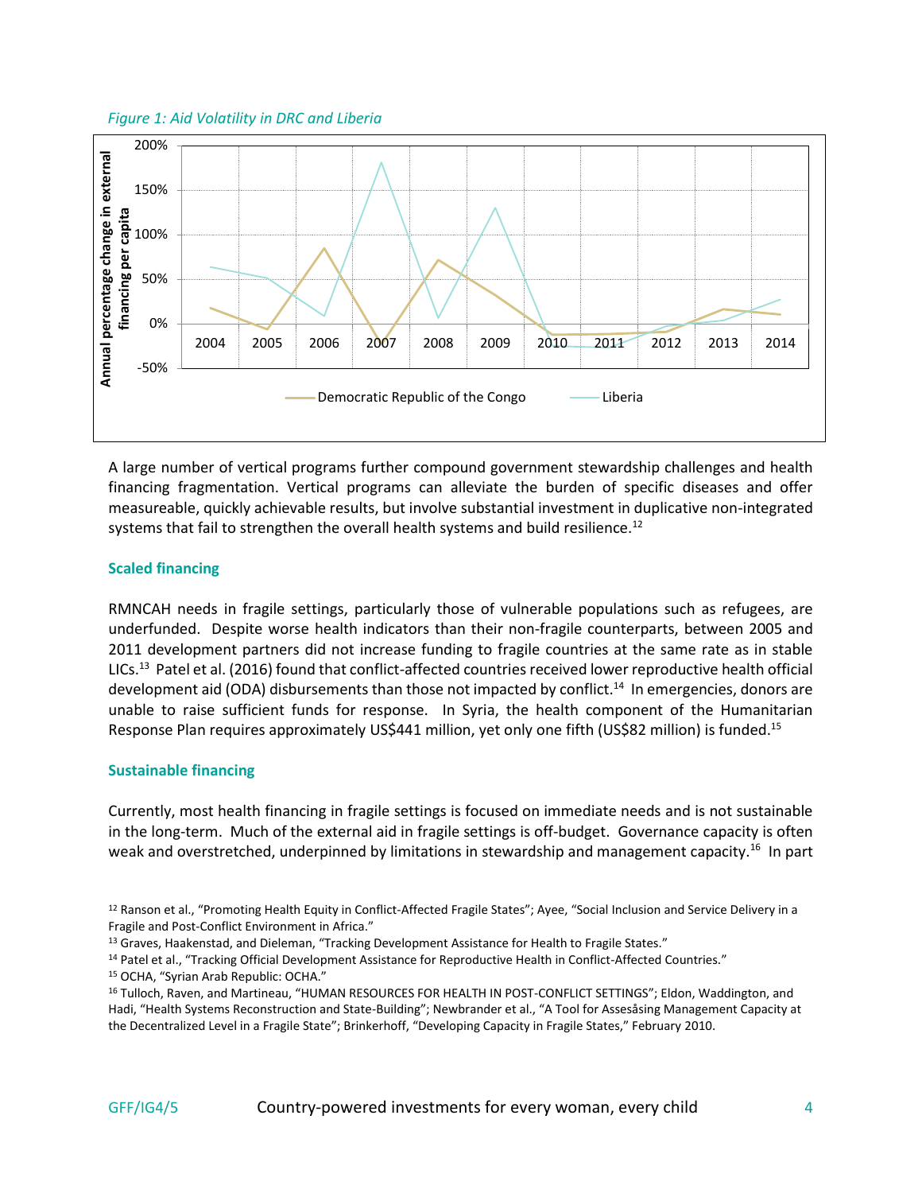*Figure 1: Aid Volatility in DRC and Liberia*

A large number of vertical programs further compound government stewardship challenges and health financing fragmentation. Vertical programs can alleviate the burden of specific diseases and offer measureable, quickly achievable results, but involve substantial investment in duplicative non-integrated systems that fail to strengthen the overall health systems and build resilience.[12]

### Scaled financing

RMNCAH needs in fragile settings, particularly those of vulnerable populations such as refugees, are underfunded. Despite worse health indicators than their non-fragile counterparts, between 2005 and 2011 development partners did not increase funding to fragile countries at the same rate as in stable LICs.[13] Patel et al. (2016) found that conflict-affected countries received lower reproductive health official development aid (ODA) disbursements than those not impacted by conflict.[14] In emergencies, donors are unable to raise sufficient funds for response. In Syria, the health component of the Humanitarian Response Plan requires approximately US$441 million, yet only one fifth (US$82 million) is funded.[15]

### Sustainable financing

Currently, most health financing in fragile settings is focused on immediate needs and is not sustainable in the long-term. Much of the external aid in fragile settings is off-budget. Governance capacity is often weak and overstretched, underpinned by limitations in stewardship and management capacity.[16] In part

---

[12] Ranson et al., "Promoting Health Equity in Conflict-Affected Fragile States"; Ayee, "Social Inclusion and Service Delivery in a Fragile and Post-Conflict Environment in Africa."

[13] Graves, Haakenstad, and Dieleman, "Tracking Development Assistance for Health to Fragile States."

[14] Patel et al., "Tracking Official Development Assistance for Reproductive Health in Conflict-Affected Countries."

[15] OCHA, "Syrian Arab Republic: OCHA."

[16] Tulloch, Raven, and Martineau, "HUMAN RESOURCES FOR HEALTH IN POST-CONFLICT SETTINGS"; Eldon, Waddington, and Hadi, "Health Systems Reconstruction and State-Building"; Newbrander et al., "A Tool for Assesåsing Management Capacity at the Decentralized Level in a Fragile State"; Brinkerhoff, "Developing Capacity in Fragile States," February 2010.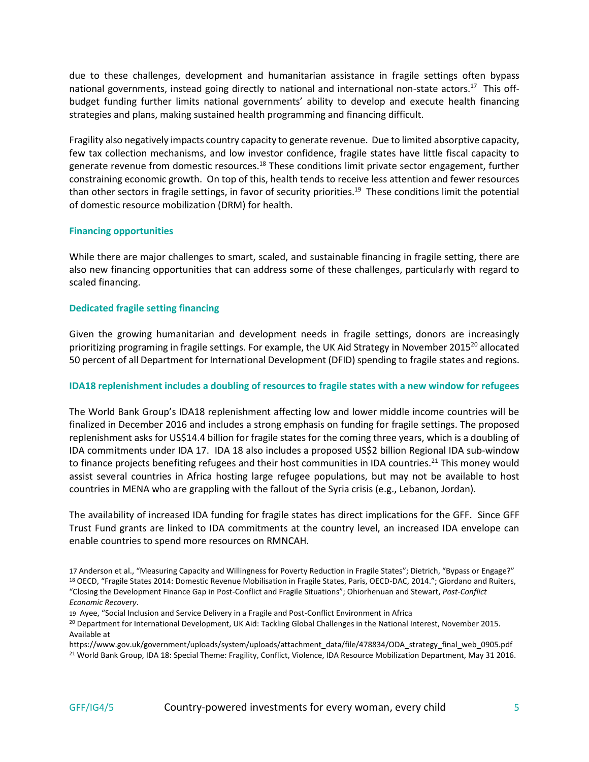due to these challenges, development and humanitarian assistance in fragile settings often bypass national governments, instead going directly to national and international non-state actors.[17] This off-budget funding further limits national governments' ability to develop and execute health financing strategies and plans, making sustained health programming and financing difficult.

Fragility also negatively impacts country capacity to generate revenue. Due to limited absorptive capacity, few tax collection mechanisms, and low investor confidence, fragile states have little fiscal capacity to generate revenue from domestic resources.[18] These conditions limit private sector engagement, further constraining economic growth. On top of this, health tends to receive less attention and fewer resources than other sectors in fragile settings, in favor of security priorities.[19] These conditions limit the potential of domestic resource mobilization (DRM) for health.

### Financing opportunities

While there are major challenges to smart, scaled, and sustainable financing in fragile setting, there are also new financing opportunities that can address some of these challenges, particularly with regard to scaled financing.

### Dedicated fragile setting financing

Given the growing humanitarian and development needs in fragile settings, donors are increasingly prioritizing programing in fragile settings. For example, the UK Aid Strategy in November 2015[20] allocated 50 percent of all Department for International Development (DFID) spending to fragile states and regions.

### IDA18 replenishment includes a doubling of resources to fragile states with a new window for refugees

The World Bank Group's IDA18 replenishment affecting low and lower middle income countries will be finalized in December 2016 and includes a strong emphasis on funding for fragile settings. The proposed replenishment asks for US$14.4 billion for fragile states for the coming three years, which is a doubling of IDA commitments under IDA 17. IDA 18 also includes a proposed US$2 billion Regional IDA sub-window to finance projects benefiting refugees and their host communities in IDA countries.[21] This money would assist several countries in Africa hosting large refugee populations, but may not be available to host countries in MENA who are grappling with the fallout of the Syria crisis (e.g., Lebanon, Jordan).

The availability of increased IDA funding for fragile states has direct implications for the GFF. Since GFF Trust Fund grants are linked to IDA commitments at the country level, an increased IDA envelope can enable countries to spend more resources on RMNCAH.

---

17 Anderson et al., "Measuring Capacity and Willingness for Poverty Reduction in Fragile States"; Dietrich, "Bypass or Engage?"

18 OECD, "Fragile States 2014: Domestic Revenue Mobilisation in Fragile States, Paris, OECD-DAC, 2014."; Giordano and Ruiters, "Closing the Development Finance Gap in Post-Conflict and Fragile Situations"; Ohiorhenuan and Stewart, *Post-Conflict Economic Recovery*.

19 Ayee, "Social Inclusion and Service Delivery in a Fragile and Post-Conflict Environment in Africa

20 Department for International Development, UK Aid: Tackling Global Challenges in the National Interest, November 2015. Available at https://www.gov.uk/government/uploads/system/uploads/attachment_data/file/478834/ODA_strategy_final_web_0905.pdf

21 World Bank Group, IDA 18: Special Theme: Fragility, Conflict, Violence, IDA Resource Mobilization Department, May 31 2016.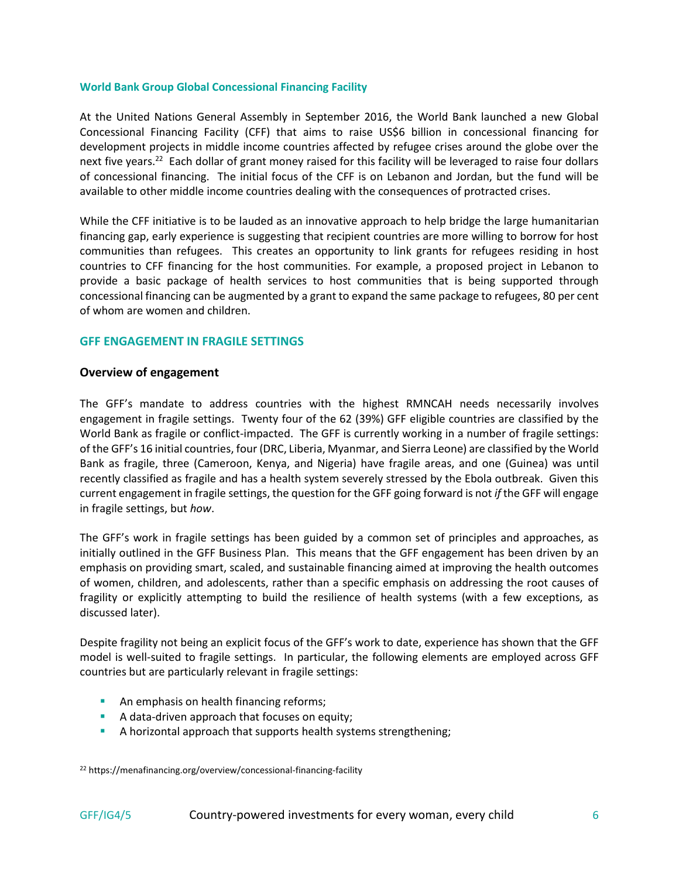### World Bank Group Global Concessional Financing Facility

At the United Nations General Assembly in September 2016, the World Bank launched a new Global Concessional Financing Facility (CFF) that aims to raise US$6 billion in concessional financing for development projects in middle income countries affected by refugee crises around the globe over the next five years.[22] Each dollar of grant money raised for this facility will be leveraged to raise four dollars of concessional financing. The initial focus of the CFF is on Lebanon and Jordan, but the fund will be available to other middle income countries dealing with the consequences of protracted crises.

While the CFF initiative is to be lauded as an innovative approach to help bridge the large humanitarian financing gap, early experience is suggesting that recipient countries are more willing to borrow for host communities than refugees. This creates an opportunity to link grants for refugees residing in host countries to CFF financing for the host communities. For example, a proposed project in Lebanon to provide a basic package of health services to host communities that is being supported through concessional financing can be augmented by a grant to expand the same package to refugees, 80 per cent of whom are women and children.

## GFF ENGAGEMENT IN FRAGILE SETTINGS

### Overview of engagement

The GFF's mandate to address countries with the highest RMNCAH needs necessarily involves engagement in fragile settings. Twenty four of the 62 (39%) GFF eligible countries are classified by the World Bank as fragile or conflict-impacted. The GFF is currently working in a number of fragile settings: of the GFF's 16 initial countries, four (DRC, Liberia, Myanmar, and Sierra Leone) are classified by the World Bank as fragile, three (Cameroon, Kenya, and Nigeria) have fragile areas, and one (Guinea) was until recently classified as fragile and has a health system severely stressed by the Ebola outbreak. Given this current engagement in fragile settings, the question for the GFF going forward is not *if* the GFF will engage in fragile settings, but *how*.

The GFF's work in fragile settings has been guided by a common set of principles and approaches, as initially outlined in the GFF Business Plan. This means that the GFF engagement has been driven by an emphasis on providing smart, scaled, and sustainable financing aimed at improving the health outcomes of women, children, and adolescents, rather than a specific emphasis on addressing the root causes of fragility or explicitly attempting to build the resilience of health systems (with a few exceptions, as discussed later).

Despite fragility not being an explicit focus of the GFF's work to date, experience has shown that the GFF model is well-suited to fragile settings. In particular, the following elements are employed across GFF countries but are particularly relevant in fragile settings:

- An emphasis on health financing reforms;
- A data-driven approach that focuses on equity;
- A horizontal approach that supports health systems strengthening;

[22] https://menafinancing.org/overview/concessional-financing-facility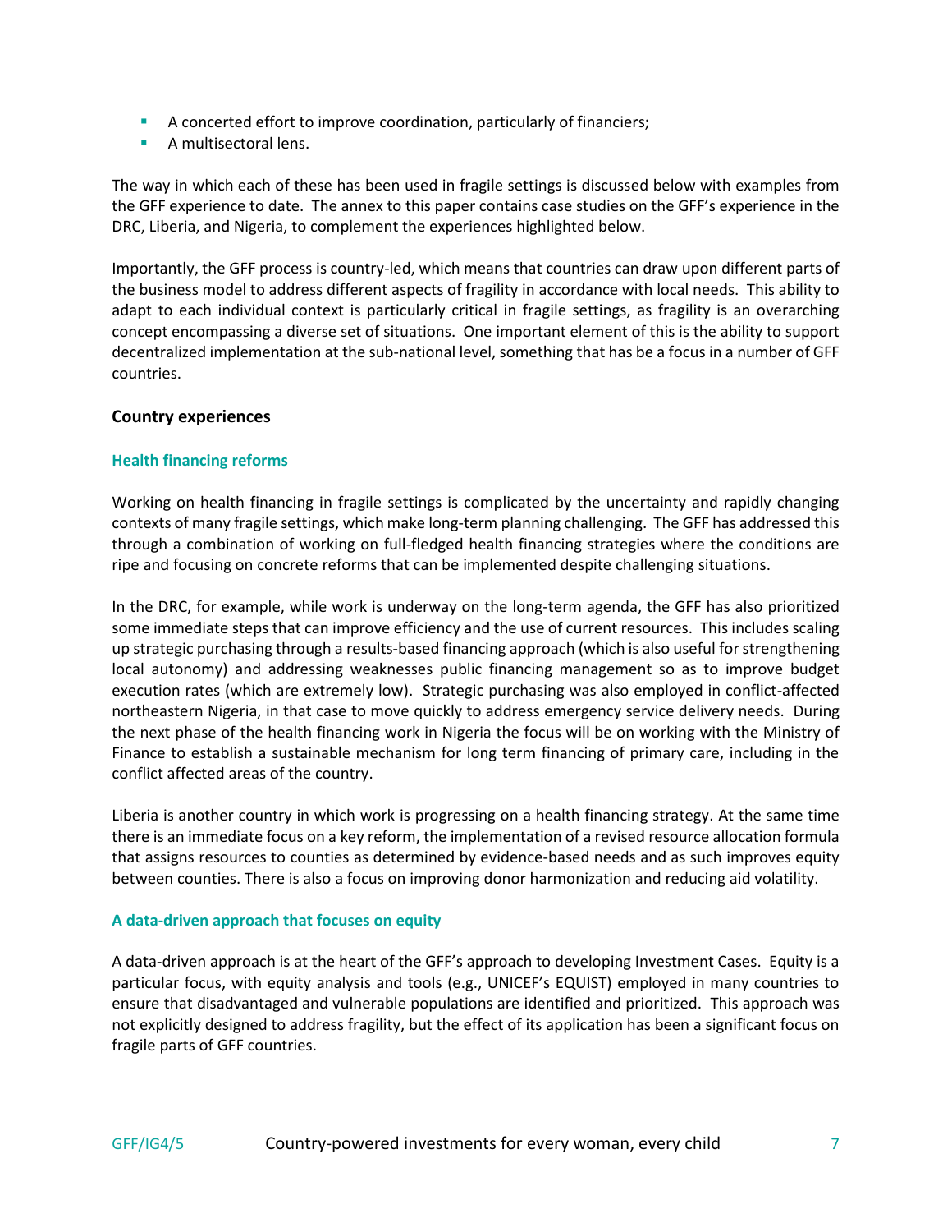- A concerted effort to improve coordination, particularly of financiers;
- A multisectoral lens.

The way in which each of these has been used in fragile settings is discussed below with examples from the GFF experience to date. The annex to this paper contains case studies on the GFF's experience in the DRC, Liberia, and Nigeria, to complement the experiences highlighted below.

Importantly, the GFF process is country-led, which means that countries can draw upon different parts of the business model to address different aspects of fragility in accordance with local needs. This ability to adapt to each individual context is particularly critical in fragile settings, as fragility is an overarching concept encompassing a diverse set of situations. One important element of this is the ability to support decentralized implementation at the sub-national level, something that has be a focus in a number of GFF countries.

## Country experiences

### Health financing reforms

Working on health financing in fragile settings is complicated by the uncertainty and rapidly changing contexts of many fragile settings, which make long-term planning challenging. The GFF has addressed this through a combination of working on full-fledged health financing strategies where the conditions are ripe and focusing on concrete reforms that can be implemented despite challenging situations.

In the DRC, for example, while work is underway on the long-term agenda, the GFF has also prioritized some immediate steps that can improve efficiency and the use of current resources. This includes scaling up strategic purchasing through a results-based financing approach (which is also useful for strengthening local autonomy) and addressing weaknesses public financing management so as to improve budget execution rates (which are extremely low). Strategic purchasing was also employed in conflict-affected northeastern Nigeria, in that case to move quickly to address emergency service delivery needs. During the next phase of the health financing work in Nigeria the focus will be on working with the Ministry of Finance to establish a sustainable mechanism for long term financing of primary care, including in the conflict affected areas of the country.

Liberia is another country in which work is progressing on a health financing strategy. At the same time there is an immediate focus on a key reform, the implementation of a revised resource allocation formula that assigns resources to counties as determined by evidence-based needs and as such improves equity between counties. There is also a focus on improving donor harmonization and reducing aid volatility.

### A data-driven approach that focuses on equity

A data-driven approach is at the heart of the GFF's approach to developing Investment Cases. Equity is a particular focus, with equity analysis and tools (e.g., UNICEF's EQUIST) employed in many countries to ensure that disadvantaged and vulnerable populations are identified and prioritized. This approach was not explicitly designed to address fragility, but the effect of its application has been a significant focus on fragile parts of GFF countries.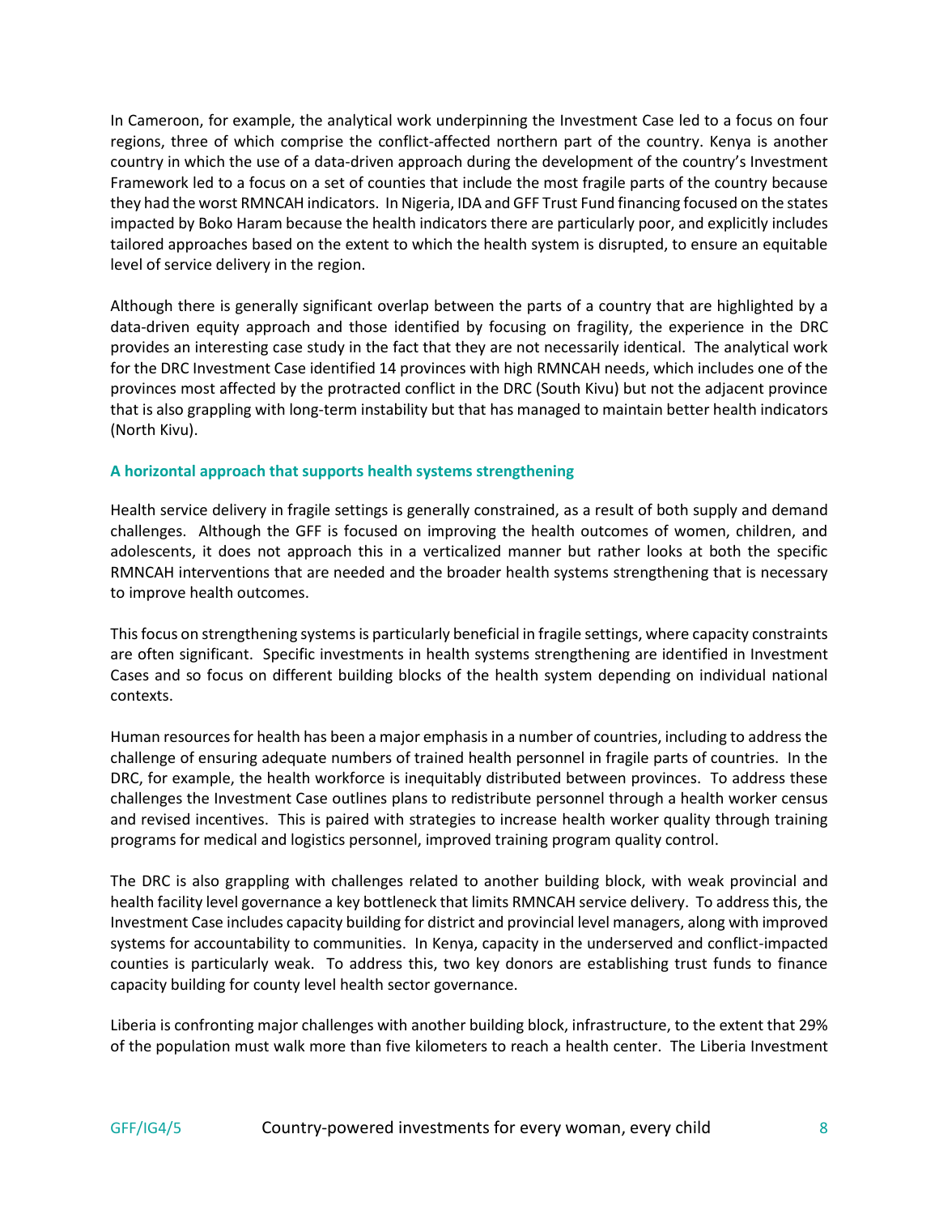In Cameroon, for example, the analytical work underpinning the Investment Case led to a focus on four regions, three of which comprise the conflict-affected northern part of the country. Kenya is another country in which the use of a data-driven approach during the development of the country's Investment Framework led to a focus on a set of counties that include the most fragile parts of the country because they had the worst RMNCAH indicators. In Nigeria, IDA and GFF Trust Fund financing focused on the states impacted by Boko Haram because the health indicators there are particularly poor, and explicitly includes tailored approaches based on the extent to which the health system is disrupted, to ensure an equitable level of service delivery in the region.

Although there is generally significant overlap between the parts of a country that are highlighted by a data-driven equity approach and those identified by focusing on fragility, the experience in the DRC provides an interesting case study in the fact that they are not necessarily identical. The analytical work for the DRC Investment Case identified 14 provinces with high RMNCAH needs, which includes one of the provinces most affected by the protracted conflict in the DRC (South Kivu) but not the adjacent province that is also grappling with long-term instability but that has managed to maintain better health indicators (North Kivu).

### A horizontal approach that supports health systems strengthening

Health service delivery in fragile settings is generally constrained, as a result of both supply and demand challenges. Although the GFF is focused on improving the health outcomes of women, children, and adolescents, it does not approach this in a verticalized manner but rather looks at both the specific RMNCAH interventions that are needed and the broader health systems strengthening that is necessary to improve health outcomes.

This focus on strengthening systems is particularly beneficial in fragile settings, where capacity constraints are often significant. Specific investments in health systems strengthening are identified in Investment Cases and so focus on different building blocks of the health system depending on individual national contexts.

Human resources for health has been a major emphasis in a number of countries, including to address the challenge of ensuring adequate numbers of trained health personnel in fragile parts of countries. In the DRC, for example, the health workforce is inequitably distributed between provinces. To address these challenges the Investment Case outlines plans to redistribute personnel through a health worker census and revised incentives. This is paired with strategies to increase health worker quality through training programs for medical and logistics personnel, improved training program quality control.

The DRC is also grappling with challenges related to another building block, with weak provincial and health facility level governance a key bottleneck that limits RMNCAH service delivery. To address this, the Investment Case includes capacity building for district and provincial level managers, along with improved systems for accountability to communities. In Kenya, capacity in the underserved and conflict-impacted counties is particularly weak. To address this, two key donors are establishing trust funds to finance capacity building for county level health sector governance.

Liberia is confronting major challenges with another building block, infrastructure, to the extent that 29% of the population must walk more than five kilometers to reach a health center. The Liberia Investment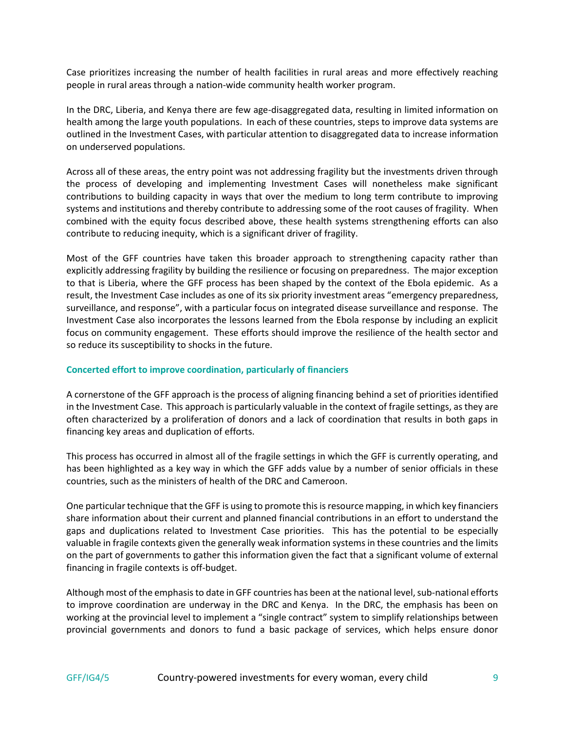Case prioritizes increasing the number of health facilities in rural areas and more effectively reaching people in rural areas through a nation-wide community health worker program.

In the DRC, Liberia, and Kenya there are few age-disaggregated data, resulting in limited information on health among the large youth populations. In each of these countries, steps to improve data systems are outlined in the Investment Cases, with particular attention to disaggregated data to increase information on underserved populations.

Across all of these areas, the entry point was not addressing fragility but the investments driven through the process of developing and implementing Investment Cases will nonetheless make significant contributions to building capacity in ways that over the medium to long term contribute to improving systems and institutions and thereby contribute to addressing some of the root causes of fragility. When combined with the equity focus described above, these health systems strengthening efforts can also contribute to reducing inequity, which is a significant driver of fragility.

Most of the GFF countries have taken this broader approach to strengthening capacity rather than explicitly addressing fragility by building the resilience or focusing on preparedness. The major exception to that is Liberia, where the GFF process has been shaped by the context of the Ebola epidemic. As a result, the Investment Case includes as one of its six priority investment areas "emergency preparedness, surveillance, and response", with a particular focus on integrated disease surveillance and response. The Investment Case also incorporates the lessons learned from the Ebola response by including an explicit focus on community engagement. These efforts should improve the resilience of the health sector and so reduce its susceptibility to shocks in the future.

### Concerted effort to improve coordination, particularly of financiers

A cornerstone of the GFF approach is the process of aligning financing behind a set of priorities identified in the Investment Case. This approach is particularly valuable in the context of fragile settings, as they are often characterized by a proliferation of donors and a lack of coordination that results in both gaps in financing key areas and duplication of efforts.

This process has occurred in almost all of the fragile settings in which the GFF is currently operating, and has been highlighted as a key way in which the GFF adds value by a number of senior officials in these countries, such as the ministers of health of the DRC and Cameroon.

One particular technique that the GFF is using to promote this is resource mapping, in which key financiers share information about their current and planned financial contributions in an effort to understand the gaps and duplications related to Investment Case priorities. This has the potential to be especially valuable in fragile contexts given the generally weak information systems in these countries and the limits on the part of governments to gather this information given the fact that a significant volume of external financing in fragile contexts is off-budget.

Although most of the emphasis to date in GFF countries has been at the national level, sub-national efforts to improve coordination are underway in the DRC and Kenya. In the DRC, the emphasis has been on working at the provincial level to implement a "single contract" system to simplify relationships between provincial governments and donors to fund a basic package of services, which helps ensure donor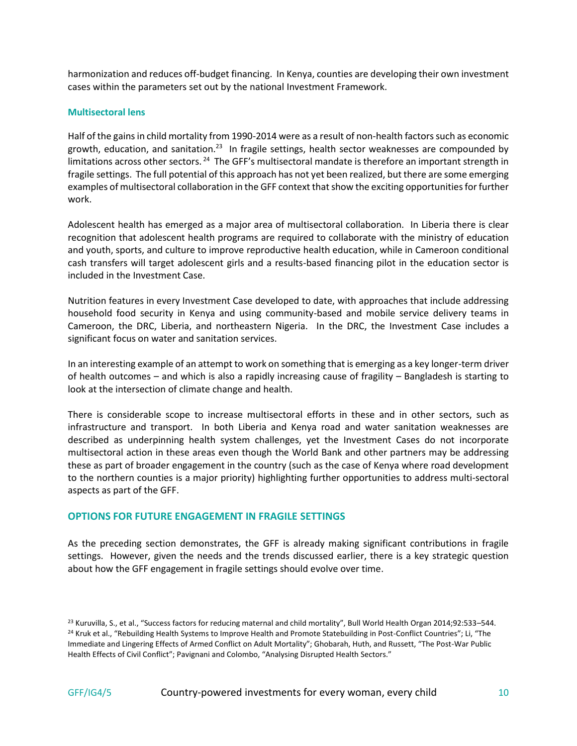harmonization and reduces off-budget financing. In Kenya, counties are developing their own investment cases within the parameters set out by the national Investment Framework.

### Multisectoral lens

Half of the gains in child mortality from 1990-2014 were as a result of non-health factors such as economic growth, education, and sanitation.[23] In fragile settings, health sector weaknesses are compounded by limitations across other sectors.[24] The GFF's multisectoral mandate is therefore an important strength in fragile settings. The full potential of this approach has not yet been realized, but there are some emerging examples of multisectoral collaboration in the GFF context that show the exciting opportunities for further work.

Adolescent health has emerged as a major area of multisectoral collaboration. In Liberia there is clear recognition that adolescent health programs are required to collaborate with the ministry of education and youth, sports, and culture to improve reproductive health education, while in Cameroon conditional cash transfers will target adolescent girls and a results-based financing pilot in the education sector is included in the Investment Case.

Nutrition features in every Investment Case developed to date, with approaches that include addressing household food security in Kenya and using community-based and mobile service delivery teams in Cameroon, the DRC, Liberia, and northeastern Nigeria. In the DRC, the Investment Case includes a significant focus on water and sanitation services.

In an interesting example of an attempt to work on something that is emerging as a key longer-term driver of health outcomes – and which is also a rapidly increasing cause of fragility – Bangladesh is starting to look at the intersection of climate change and health.

There is considerable scope to increase multisectoral efforts in these and in other sectors, such as infrastructure and transport. In both Liberia and Kenya road and water sanitation weaknesses are described as underpinning health system challenges, yet the Investment Cases do not incorporate multisectoral action in these areas even though the World Bank and other partners may be addressing these as part of broader engagement in the country (such as the case of Kenya where road development to the northern counties is a major priority) highlighting further opportunities to address multi-sectoral aspects as part of the GFF.

## OPTIONS FOR FUTURE ENGAGEMENT IN FRAGILE SETTINGS

As the preceding section demonstrates, the GFF is already making significant contributions in fragile settings. However, given the needs and the trends discussed earlier, there is a key strategic question about how the GFF engagement in fragile settings should evolve over time.

---

[23] Kuruvilla, S., et al., "Success factors for reducing maternal and child mortality", Bull World Health Organ 2014;92:533–544.

[24] Kruk et al., "Rebuilding Health Systems to Improve Health and Promote Statebuilding in Post-Conflict Countries"; Li, "The Immediate and Lingering Effects of Armed Conflict on Adult Mortality"; Ghobarah, Huth, and Russett, "The Post-War Public Health Effects of Civil Conflict"; Pavignani and Colombo, "Analysing Disrupted Health Sectors."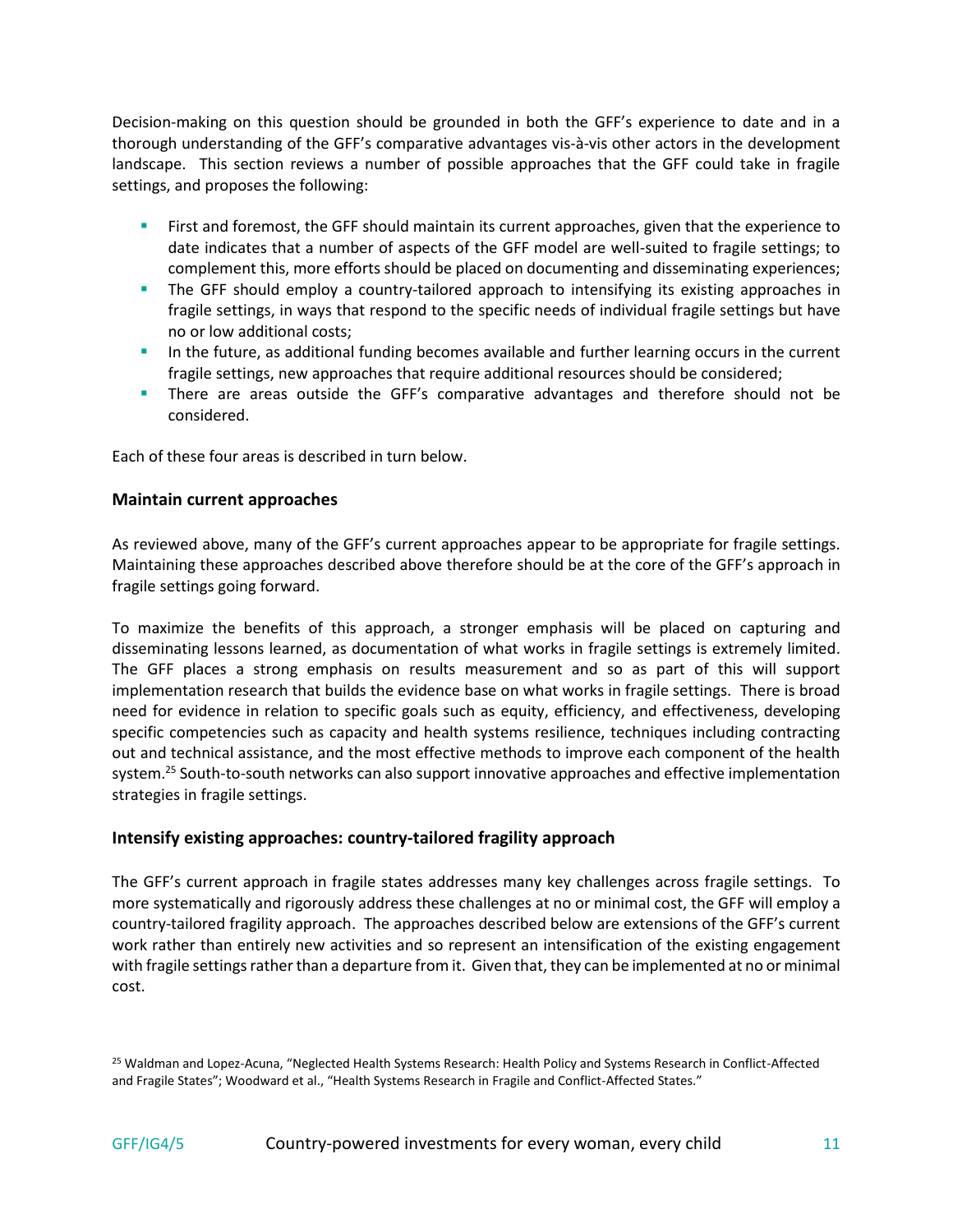Decision-making on this question should be grounded in both the GFF's experience to date and in a thorough understanding of the GFF's comparative advantages vis-à-vis other actors in the development landscape. This section reviews a number of possible approaches that the GFF could take in fragile settings, and proposes the following:

- First and foremost, the GFF should maintain its current approaches, given that the experience to date indicates that a number of aspects of the GFF model are well-suited to fragile settings; to complement this, more efforts should be placed on documenting and disseminating experiences;
- The GFF should employ a country-tailored approach to intensifying its existing approaches in fragile settings, in ways that respond to the specific needs of individual fragile settings but have no or low additional costs;
- In the future, as additional funding becomes available and further learning occurs in the current fragile settings, new approaches that require additional resources should be considered;
- There are areas outside the GFF's comparative advantages and therefore should not be considered.

Each of these four areas is described in turn below.

### Maintain current approaches

As reviewed above, many of the GFF's current approaches appear to be appropriate for fragile settings. Maintaining these approaches described above therefore should be at the core of the GFF's approach in fragile settings going forward.

To maximize the benefits of this approach, a stronger emphasis will be placed on capturing and disseminating lessons learned, as documentation of what works in fragile settings is extremely limited. The GFF places a strong emphasis on results measurement and so as part of this will support implementation research that builds the evidence base on what works in fragile settings. There is broad need for evidence in relation to specific goals such as equity, efficiency, and effectiveness, developing specific competencies such as capacity and health systems resilience, techniques including contracting out and technical assistance, and the most effective methods to improve each component of the health system.[25] South-to-south networks can also support innovative approaches and effective implementation strategies in fragile settings.

### Intensify existing approaches: country-tailored fragility approach

The GFF's current approach in fragile states addresses many key challenges across fragile settings. To more systematically and rigorously address these challenges at no or minimal cost, the GFF will employ a country-tailored fragility approach. The approaches described below are extensions of the GFF's current work rather than entirely new activities and so represent an intensification of the existing engagement with fragile settings rather than a departure from it. Given that, they can be implemented at no or minimal cost.

[25] Waldman and Lopez-Acuna, "Neglected Health Systems Research: Health Policy and Systems Research in Conflict-Affected and Fragile States"; Woodward et al., "Health Systems Research in Fragile and Conflict-Affected States."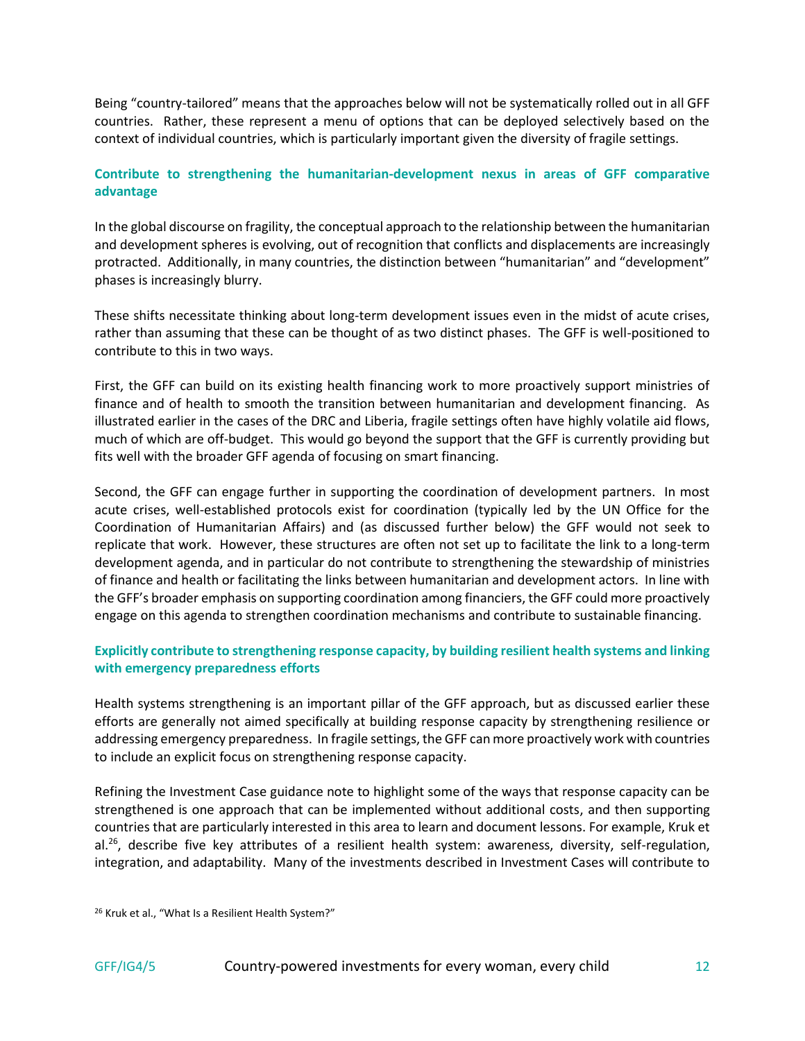Being "country-tailored" means that the approaches below will not be systematically rolled out in all GFF countries. Rather, these represent a menu of options that can be deployed selectively based on the context of individual countries, which is particularly important given the diversity of fragile settings.

### Contribute to strengthening the humanitarian-development nexus in areas of GFF comparative advantage

In the global discourse on fragility, the conceptual approach to the relationship between the humanitarian and development spheres is evolving, out of recognition that conflicts and displacements are increasingly protracted. Additionally, in many countries, the distinction between "humanitarian" and "development" phases is increasingly blurry.

These shifts necessitate thinking about long-term development issues even in the midst of acute crises, rather than assuming that these can be thought of as two distinct phases. The GFF is well-positioned to contribute to this in two ways.

First, the GFF can build on its existing health financing work to more proactively support ministries of finance and of health to smooth the transition between humanitarian and development financing. As illustrated earlier in the cases of the DRC and Liberia, fragile settings often have highly volatile aid flows, much of which are off-budget. This would go beyond the support that the GFF is currently providing but fits well with the broader GFF agenda of focusing on smart financing.

Second, the GFF can engage further in supporting the coordination of development partners. In most acute crises, well-established protocols exist for coordination (typically led by the UN Office for the Coordination of Humanitarian Affairs) and (as discussed further below) the GFF would not seek to replicate that work. However, these structures are often not set up to facilitate the link to a long-term development agenda, and in particular do not contribute to strengthening the stewardship of ministries of finance and health or facilitating the links between humanitarian and development actors. In line with the GFF's broader emphasis on supporting coordination among financiers, the GFF could more proactively engage on this agenda to strengthen coordination mechanisms and contribute to sustainable financing.

### Explicitly contribute to strengthening response capacity, by building resilient health systems and linking with emergency preparedness efforts

Health systems strengthening is an important pillar of the GFF approach, but as discussed earlier these efforts are generally not aimed specifically at building response capacity by strengthening resilience or addressing emergency preparedness. In fragile settings, the GFF can more proactively work with countries to include an explicit focus on strengthening response capacity.

Refining the Investment Case guidance note to highlight some of the ways that response capacity can be strengthened is one approach that can be implemented without additional costs, and then supporting countries that are particularly interested in this area to learn and document lessons. For example, Kruk et al.[26], describe five key attributes of a resilient health system: awareness, diversity, self-regulation, integration, and adaptability. Many of the investments described in Investment Cases will contribute to

[26] Kruk et al., "What Is a Resilient Health System?"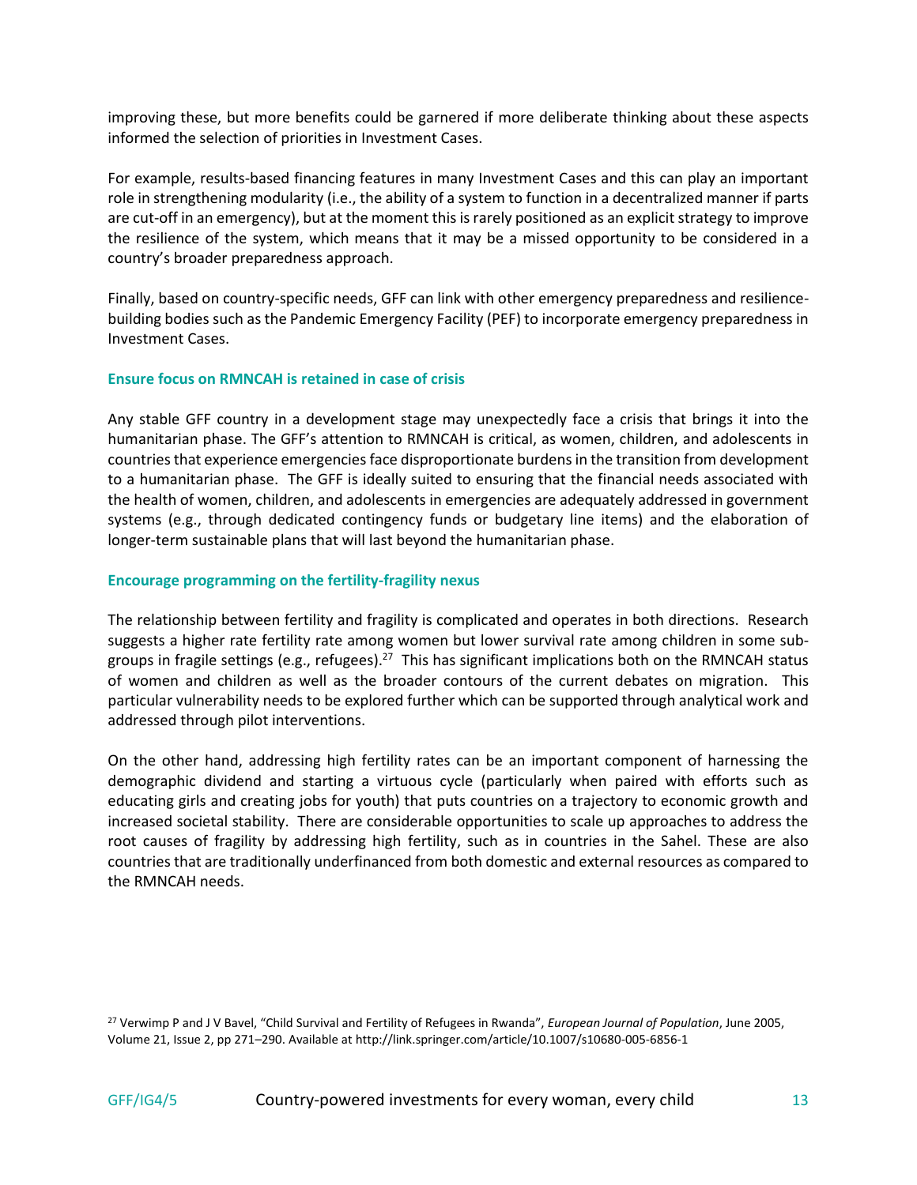improving these, but more benefits could be garnered if more deliberate thinking about these aspects informed the selection of priorities in Investment Cases.

For example, results-based financing features in many Investment Cases and this can play an important role in strengthening modularity (i.e., the ability of a system to function in a decentralized manner if parts are cut-off in an emergency), but at the moment this is rarely positioned as an explicit strategy to improve the resilience of the system, which means that it may be a missed opportunity to be considered in a country's broader preparedness approach.

Finally, based on country-specific needs, GFF can link with other emergency preparedness and resilience-building bodies such as the Pandemic Emergency Facility (PEF) to incorporate emergency preparedness in Investment Cases.

### Ensure focus on RMNCAH is retained in case of crisis

Any stable GFF country in a development stage may unexpectedly face a crisis that brings it into the humanitarian phase. The GFF's attention to RMNCAH is critical, as women, children, and adolescents in countries that experience emergencies face disproportionate burdens in the transition from development to a humanitarian phase. The GFF is ideally suited to ensuring that the financial needs associated with the health of women, children, and adolescents in emergencies are adequately addressed in government systems (e.g., through dedicated contingency funds or budgetary line items) and the elaboration of longer-term sustainable plans that will last beyond the humanitarian phase.

### Encourage programming on the fertility-fragility nexus

The relationship between fertility and fragility is complicated and operates in both directions. Research suggests a higher rate fertility rate among women but lower survival rate among children in some sub-groups in fragile settings (e.g., refugees).[27] This has significant implications both on the RMNCAH status of women and children as well as the broader contours of the current debates on migration. This particular vulnerability needs to be explored further which can be supported through analytical work and addressed through pilot interventions.

On the other hand, addressing high fertility rates can be an important component of harnessing the demographic dividend and starting a virtuous cycle (particularly when paired with efforts such as educating girls and creating jobs for youth) that puts countries on a trajectory to economic growth and increased societal stability. There are considerable opportunities to scale up approaches to address the root causes of fragility by addressing high fertility, such as in countries in the Sahel. These are also countries that are traditionally underfinanced from both domestic and external resources as compared to the RMNCAH needs.

[27] Verwimp P and J V Bavel, "Child Survival and Fertility of Refugees in Rwanda", *European Journal of Population*, June 2005, Volume 21, Issue 2, pp 271–290. Available at http://link.springer.com/article/10.1007/s10680-005-6856-1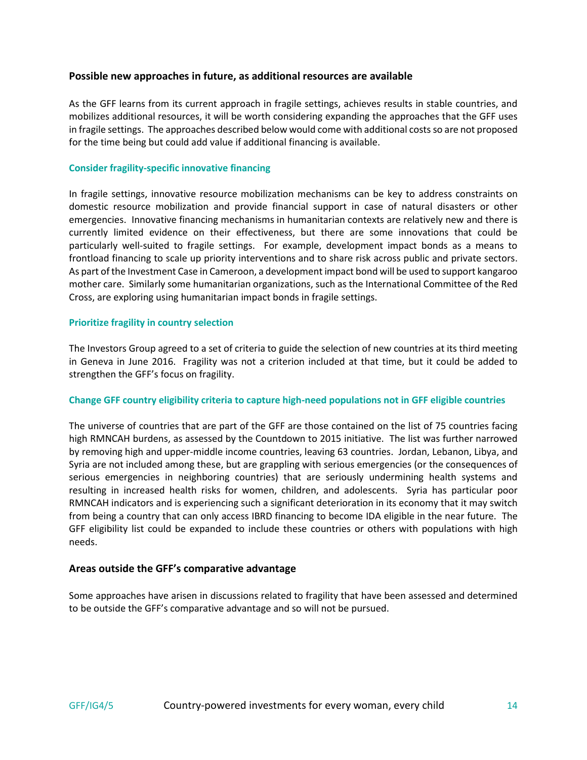## Possible new approaches in future, as additional resources are available

As the GFF learns from its current approach in fragile settings, achieves results in stable countries, and mobilizes additional resources, it will be worth considering expanding the approaches that the GFF uses in fragile settings. The approaches described below would come with additional costs so are not proposed for the time being but could add value if additional financing is available.

### Consider fragility-specific innovative financing

In fragile settings, innovative resource mobilization mechanisms can be key to address constraints on domestic resource mobilization and provide financial support in case of natural disasters or other emergencies. Innovative financing mechanisms in humanitarian contexts are relatively new and there is currently limited evidence on their effectiveness, but there are some innovations that could be particularly well-suited to fragile settings. For example, development impact bonds as a means to frontload financing to scale up priority interventions and to share risk across public and private sectors. As part of the Investment Case in Cameroon, a development impact bond will be used to support kangaroo mother care. Similarly some humanitarian organizations, such as the International Committee of the Red Cross, are exploring using humanitarian impact bonds in fragile settings.

### Prioritize fragility in country selection

The Investors Group agreed to a set of criteria to guide the selection of new countries at its third meeting in Geneva in June 2016. Fragility was not a criterion included at that time, but it could be added to strengthen the GFF's focus on fragility.

### Change GFF country eligibility criteria to capture high-need populations not in GFF eligible countries

The universe of countries that are part of the GFF are those contained on the list of 75 countries facing high RMNCAH burdens, as assessed by the Countdown to 2015 initiative. The list was further narrowed by removing high and upper-middle income countries, leaving 63 countries. Jordan, Lebanon, Libya, and Syria are not included among these, but are grappling with serious emergencies (or the consequences of serious emergencies in neighboring countries) that are seriously undermining health systems and resulting in increased health risks for women, children, and adolescents. Syria has particular poor RMNCAH indicators and is experiencing such a significant deterioration in its economy that it may switch from being a country that can only access IBRD financing to become IDA eligible in the near future. The GFF eligibility list could be expanded to include these countries or others with populations with high needs.

## Areas outside the GFF's comparative advantage

Some approaches have arisen in discussions related to fragility that have been assessed and determined to be outside the GFF's comparative advantage and so will not be pursued.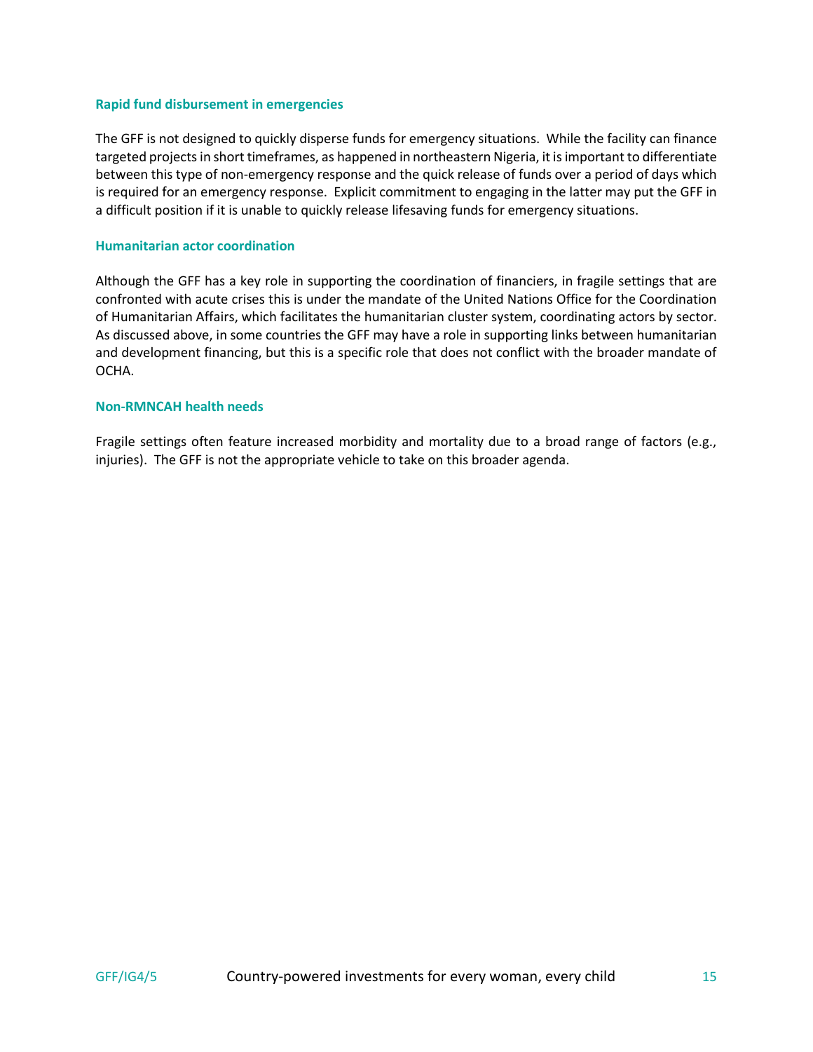### Rapid fund disbursement in emergencies

The GFF is not designed to quickly disperse funds for emergency situations. While the facility can finance targeted projects in short timeframes, as happened in northeastern Nigeria, it is important to differentiate between this type of non-emergency response and the quick release of funds over a period of days which is required for an emergency response. Explicit commitment to engaging in the latter may put the GFF in a difficult position if it is unable to quickly release lifesaving funds for emergency situations.

### Humanitarian actor coordination

Although the GFF has a key role in supporting the coordination of financiers, in fragile settings that are confronted with acute crises this is under the mandate of the United Nations Office for the Coordination of Humanitarian Affairs, which facilitates the humanitarian cluster system, coordinating actors by sector. As discussed above, in some countries the GFF may have a role in supporting links between humanitarian and development financing, but this is a specific role that does not conflict with the broader mandate of OCHA.

### Non-RMNCAH health needs

Fragile settings often feature increased morbidity and mortality due to a broad range of factors (e.g., injuries). The GFF is not the appropriate vehicle to take on this broader agenda.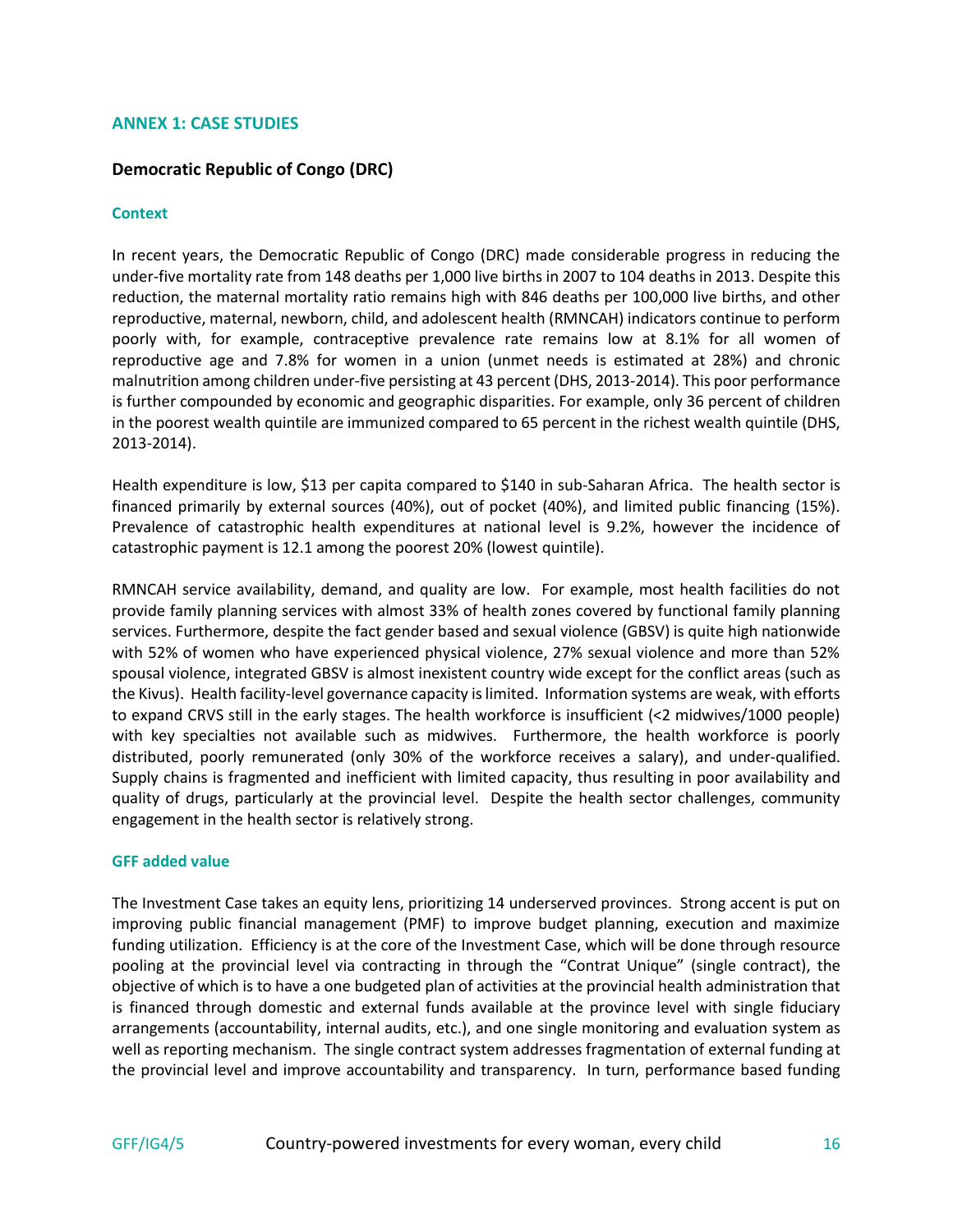## ANNEX 1: CASE STUDIES

### Democratic Republic of Congo (DRC)

#### Context

In recent years, the Democratic Republic of Congo (DRC) made considerable progress in reducing the under-five mortality rate from 148 deaths per 1,000 live births in 2007 to 104 deaths in 2013. Despite this reduction, the maternal mortality ratio remains high with 846 deaths per 100,000 live births, and other reproductive, maternal, newborn, child, and adolescent health (RMNCAH) indicators continue to perform poorly with, for example, contraceptive prevalence rate remains low at 8.1% for all women of reproductive age and 7.8% for women in a union (unmet needs is estimated at 28%) and chronic malnutrition among children under-five persisting at 43 percent (DHS, 2013-2014). This poor performance is further compounded by economic and geographic disparities. For example, only 36 percent of children in the poorest wealth quintile are immunized compared to 65 percent in the richest wealth quintile (DHS, 2013-2014).

Health expenditure is low, $13 per capita compared to $140 in sub-Saharan Africa. The health sector is financed primarily by external sources (40%), out of pocket (40%), and limited public financing (15%). Prevalence of catastrophic health expenditures at national level is 9.2%, however the incidence of catastrophic payment is 12.1 among the poorest 20% (lowest quintile).

RMNCAH service availability, demand, and quality are low. For example, most health facilities do not provide family planning services with almost 33% of health zones covered by functional family planning services. Furthermore, despite the fact gender based and sexual violence (GBSV) is quite high nationwide with 52% of women who have experienced physical violence, 27% sexual violence and more than 52% spousal violence, integrated GBSV is almost inexistent country wide except for the conflict areas (such as the Kivus). Health facility-level governance capacity is limited. Information systems are weak, with efforts to expand CRVS still in the early stages. The health workforce is insufficient (<2 midwives/1000 people) with key specialties not available such as midwives. Furthermore, the health workforce is poorly distributed, poorly remunerated (only 30% of the workforce receives a salary), and under-qualified. Supply chains is fragmented and inefficient with limited capacity, thus resulting in poor availability and quality of drugs, particularly at the provincial level. Despite the health sector challenges, community engagement in the health sector is relatively strong.

#### GFF added value

The Investment Case takes an equity lens, prioritizing 14 underserved provinces. Strong accent is put on improving public financial management (PMF) to improve budget planning, execution and maximize funding utilization. Efficiency is at the core of the Investment Case, which will be done through resource pooling at the provincial level via contracting in through the "Contrat Unique" (single contract), the objective of which is to have a one budgeted plan of activities at the provincial health administration that is financed through domestic and external funds available at the province level with single fiduciary arrangements (accountability, internal audits, etc.), and one single monitoring and evaluation system as well as reporting mechanism. The single contract system addresses fragmentation of external funding at the provincial level and improve accountability and transparency. In turn, performance based funding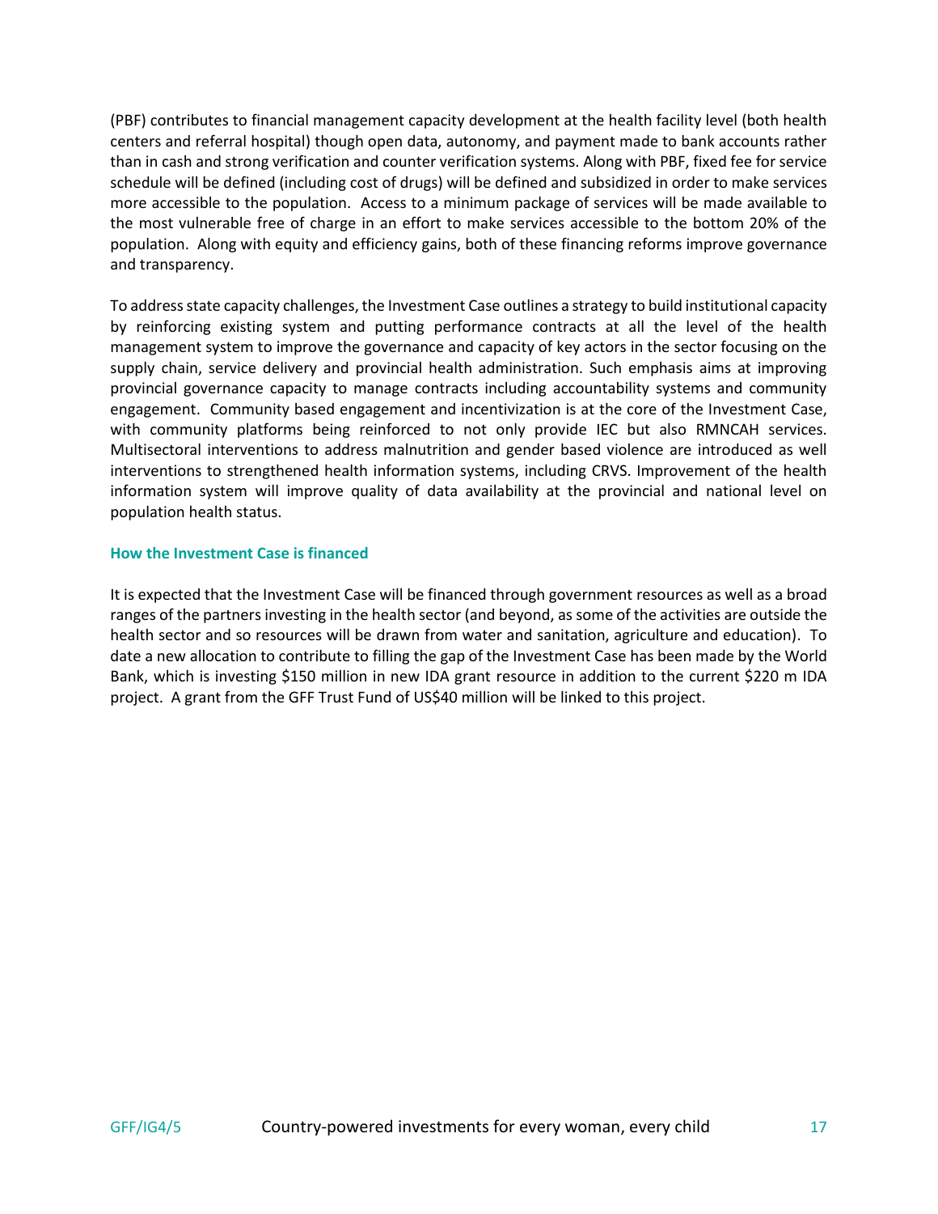(PBF) contributes to financial management capacity development at the health facility level (both health centers and referral hospital) though open data, autonomy, and payment made to bank accounts rather than in cash and strong verification and counter verification systems. Along with PBF, fixed fee for service schedule will be defined (including cost of drugs) will be defined and subsidized in order to make services more accessible to the population. Access to a minimum package of services will be made available to the most vulnerable free of charge in an effort to make services accessible to the bottom 20% of the population. Along with equity and efficiency gains, both of these financing reforms improve governance and transparency.

To address state capacity challenges, the Investment Case outlines a strategy to build institutional capacity by reinforcing existing system and putting performance contracts at all the level of the health management system to improve the governance and capacity of key actors in the sector focusing on the supply chain, service delivery and provincial health administration. Such emphasis aims at improving provincial governance capacity to manage contracts including accountability systems and community engagement. Community based engagement and incentivization is at the core of the Investment Case, with community platforms being reinforced to not only provide IEC but also RMNCAH services. Multisectoral interventions to address malnutrition and gender based violence are introduced as well interventions to strengthened health information systems, including CRVS. Improvement of the health information system will improve quality of data availability at the provincial and national level on population health status.

### How the Investment Case is financed

It is expected that the Investment Case will be financed through government resources as well as a broad ranges of the partners investing in the health sector (and beyond, as some of the activities are outside the health sector and so resources will be drawn from water and sanitation, agriculture and education). To date a new allocation to contribute to filling the gap of the Investment Case has been made by the World Bank, which is investing $150 million in new IDA grant resource in addition to the current $220 m IDA project. A grant from the GFF Trust Fund of US$40 million will be linked to this project.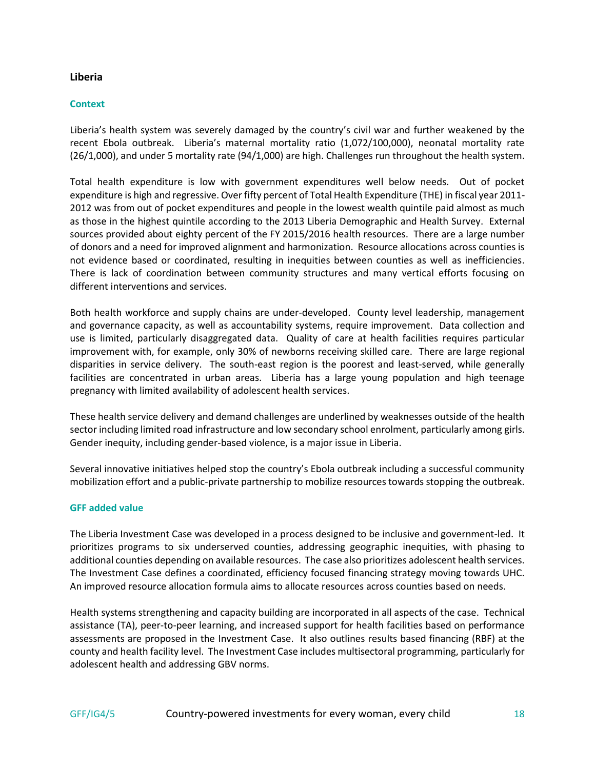## Liberia

### Context

Liberia's health system was severely damaged by the country's civil war and further weakened by the recent Ebola outbreak. Liberia's maternal mortality ratio (1,072/100,000), neonatal mortality rate (26/1,000), and under 5 mortality rate (94/1,000) are high. Challenges run throughout the health system.

Total health expenditure is low with government expenditures well below needs. Out of pocket expenditure is high and regressive. Over fifty percent of Total Health Expenditure (THE) in fiscal year 2011-2012 was from out of pocket expenditures and people in the lowest wealth quintile paid almost as much as those in the highest quintile according to the 2013 Liberia Demographic and Health Survey. External sources provided about eighty percent of the FY 2015/2016 health resources. There are a large number of donors and a need for improved alignment and harmonization. Resource allocations across counties is not evidence based or coordinated, resulting in inequities between counties as well as inefficiencies. There is lack of coordination between community structures and many vertical efforts focusing on different interventions and services.

Both health workforce and supply chains are under-developed. County level leadership, management and governance capacity, as well as accountability systems, require improvement. Data collection and use is limited, particularly disaggregated data. Quality of care at health facilities requires particular improvement with, for example, only 30% of newborns receiving skilled care. There are large regional disparities in service delivery. The south-east region is the poorest and least-served, while generally facilities are concentrated in urban areas. Liberia has a large young population and high teenage pregnancy with limited availability of adolescent health services.

These health service delivery and demand challenges are underlined by weaknesses outside of the health sector including limited road infrastructure and low secondary school enrolment, particularly among girls. Gender inequity, including gender-based violence, is a major issue in Liberia.

Several innovative initiatives helped stop the country's Ebola outbreak including a successful community mobilization effort and a public-private partnership to mobilize resources towards stopping the outbreak.

### GFF added value

The Liberia Investment Case was developed in a process designed to be inclusive and government-led. It prioritizes programs to six underserved counties, addressing geographic inequities, with phasing to additional counties depending on available resources. The case also prioritizes adolescent health services. The Investment Case defines a coordinated, efficiency focused financing strategy moving towards UHC. An improved resource allocation formula aims to allocate resources across counties based on needs.

Health systems strengthening and capacity building are incorporated in all aspects of the case. Technical assistance (TA), peer-to-peer learning, and increased support for health facilities based on performance assessments are proposed in the Investment Case. It also outlines results based financing (RBF) at the county and health facility level. The Investment Case includes multisectoral programming, particularly for adolescent health and addressing GBV norms.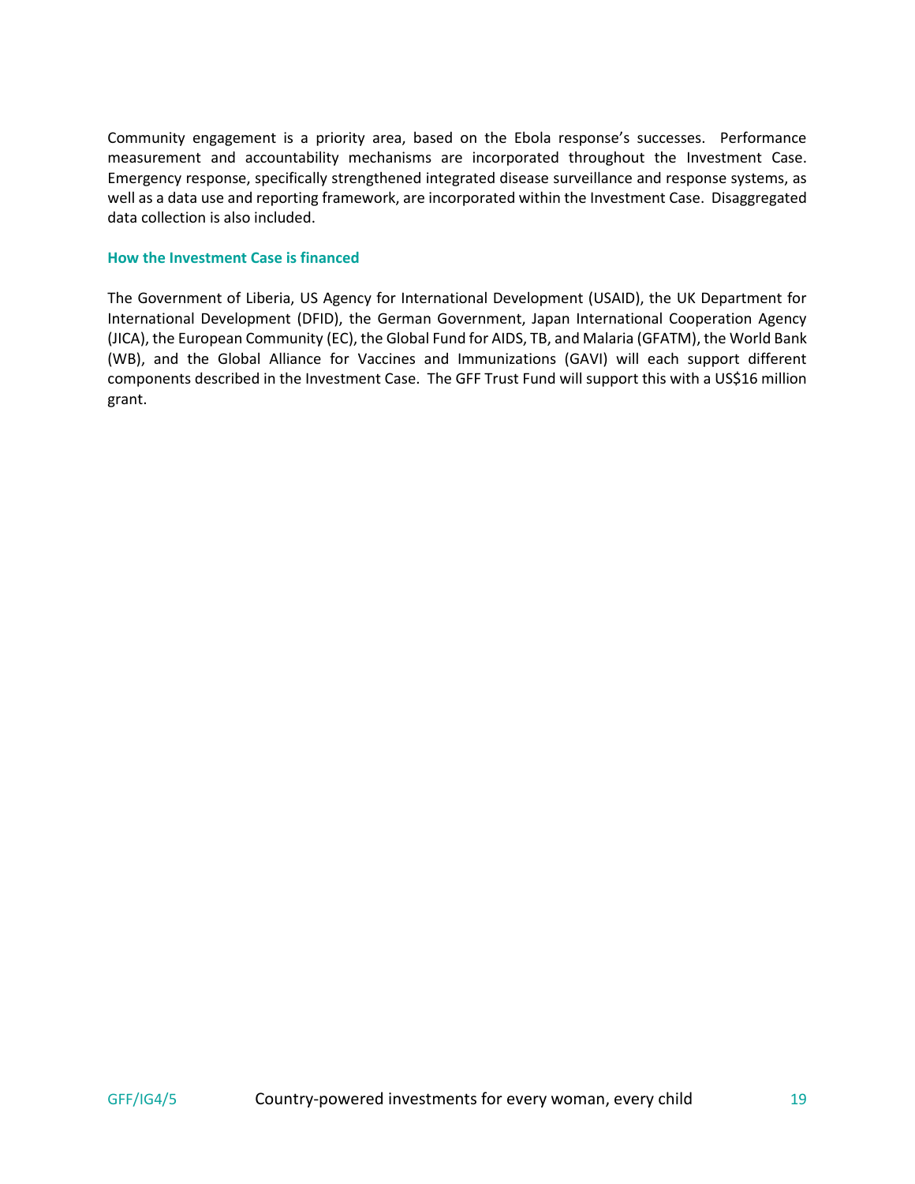Community engagement is a priority area, based on the Ebola response's successes. Performance measurement and accountability mechanisms are incorporated throughout the Investment Case. Emergency response, specifically strengthened integrated disease surveillance and response systems, as well as a data use and reporting framework, are incorporated within the Investment Case. Disaggregated data collection is also included.

### How the Investment Case is financed

The Government of Liberia, US Agency for International Development (USAID), the UK Department for International Development (DFID), the German Government, Japan International Cooperation Agency (JICA), the European Community (EC), the Global Fund for AIDS, TB, and Malaria (GFATM), the World Bank (WB), and the Global Alliance for Vaccines and Immunizations (GAVI) will each support different components described in the Investment Case. The GFF Trust Fund will support this with a US$16 million grant.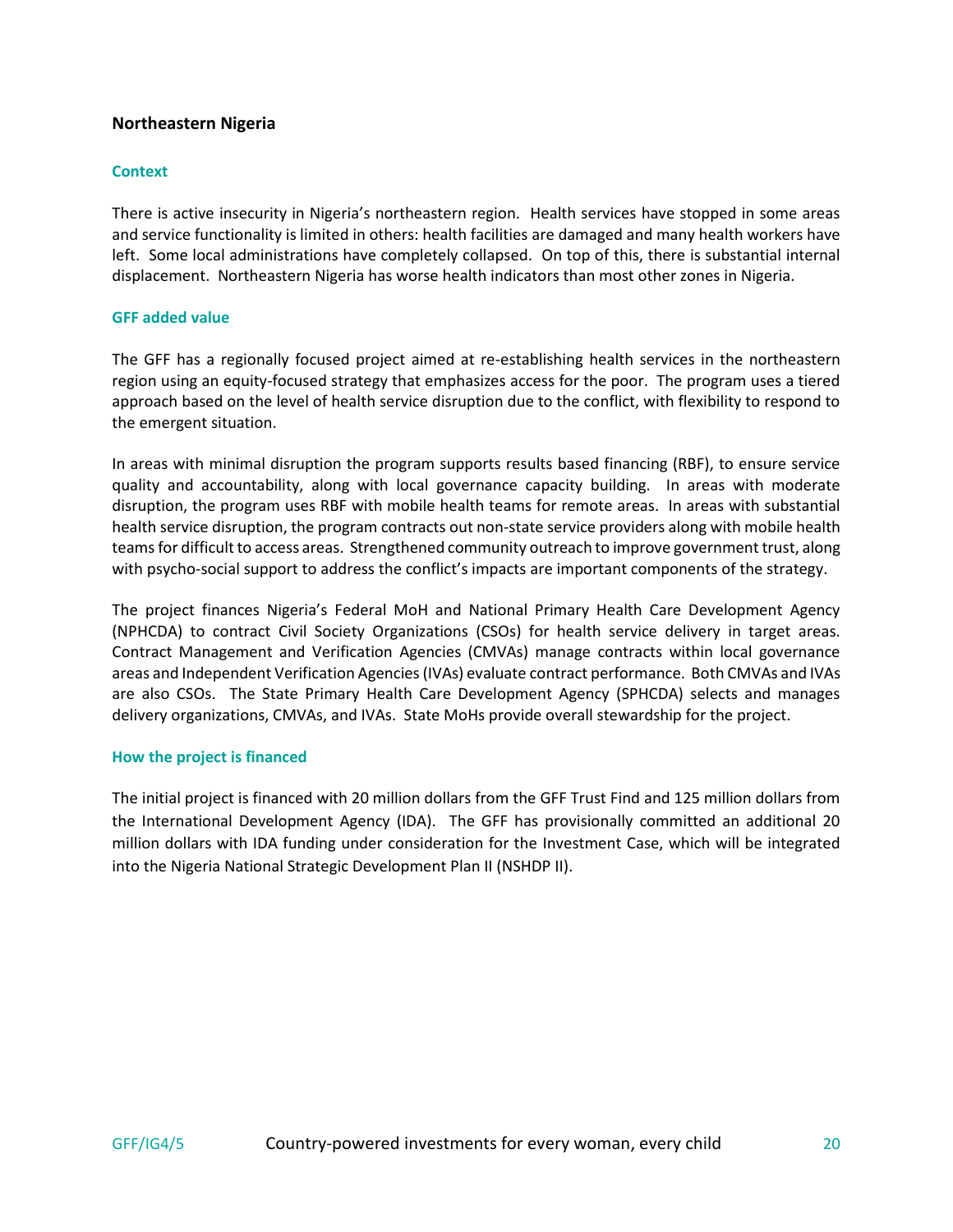## Northeastern Nigeria

### Context

There is active insecurity in Nigeria's northeastern region. Health services have stopped in some areas and service functionality is limited in others: health facilities are damaged and many health workers have left. Some local administrations have completely collapsed. On top of this, there is substantial internal displacement. Northeastern Nigeria has worse health indicators than most other zones in Nigeria.

### GFF added value

The GFF has a regionally focused project aimed at re-establishing health services in the northeastern region using an equity-focused strategy that emphasizes access for the poor. The program uses a tiered approach based on the level of health service disruption due to the conflict, with flexibility to respond to the emergent situation.

In areas with minimal disruption the program supports results based financing (RBF), to ensure service quality and accountability, along with local governance capacity building. In areas with moderate disruption, the program uses RBF with mobile health teams for remote areas. In areas with substantial health service disruption, the program contracts out non-state service providers along with mobile health teams for difficult to access areas. Strengthened community outreach to improve government trust, along with psycho-social support to address the conflict's impacts are important components of the strategy.

The project finances Nigeria's Federal MoH and National Primary Health Care Development Agency (NPHCDA) to contract Civil Society Organizations (CSOs) for health service delivery in target areas. Contract Management and Verification Agencies (CMVAs) manage contracts within local governance areas and Independent Verification Agencies (IVAs) evaluate contract performance. Both CMVAs and IVAs are also CSOs. The State Primary Health Care Development Agency (SPHCDA) selects and manages delivery organizations, CMVAs, and IVAs. State MoHs provide overall stewardship for the project.

### How the project is financed

The initial project is financed with 20 million dollars from the GFF Trust Find and 125 million dollars from the International Development Agency (IDA). The GFF has provisionally committed an additional 20 million dollars with IDA funding under consideration for the Investment Case, which will be integrated into the Nigeria National Strategic Development Plan II (NSHDP II).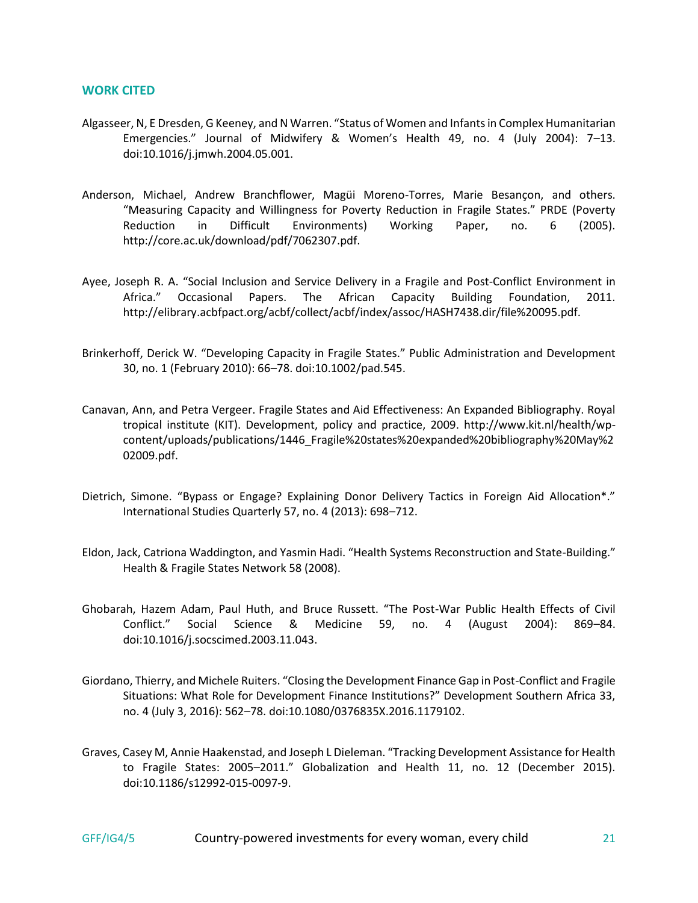## WORK CITED

Algasseer, N, E Dresden, G Keeney, and N Warren. "Status of Women and Infants in Complex Humanitarian Emergencies." Journal of Midwifery & Women's Health 49, no. 4 (July 2004): 7–13. doi:10.1016/j.jmwh.2004.05.001.

Anderson, Michael, Andrew Branchflower, Magüi Moreno-Torres, Marie Besançon, and others. "Measuring Capacity and Willingness for Poverty Reduction in Fragile States." PRDE (Poverty Reduction in Difficult Environments) Working Paper, no. 6 (2005). http://core.ac.uk/download/pdf/7062307.pdf.

Ayee, Joseph R. A. "Social Inclusion and Service Delivery in a Fragile and Post-Conflict Environment in Africa." Occasional Papers. The African Capacity Building Foundation, 2011. http://elibrary.acbfpact.org/acbf/collect/acbf/index/assoc/HASH7438.dir/file%20095.pdf.

Brinkerhoff, Derick W. "Developing Capacity in Fragile States." Public Administration and Development 30, no. 1 (February 2010): 66–78. doi:10.1002/pad.545.

Canavan, Ann, and Petra Vergeer. Fragile States and Aid Effectiveness: An Expanded Bibliography. Royal tropical institute (KIT). Development, policy and practice, 2009. http://www.kit.nl/health/wp-content/uploads/publications/1446_Fragile%20states%20expanded%20bibliography%20May%202009.pdf.

Dietrich, Simone. "Bypass or Engage? Explaining Donor Delivery Tactics in Foreign Aid Allocation*." International Studies Quarterly 57, no. 4 (2013): 698–712.

Eldon, Jack, Catriona Waddington, and Yasmin Hadi. "Health Systems Reconstruction and State-Building." Health & Fragile States Network 58 (2008).

Ghobarah, Hazem Adam, Paul Huth, and Bruce Russett. "The Post-War Public Health Effects of Civil Conflict." Social Science & Medicine 59, no. 4 (August 2004): 869–84. doi:10.1016/j.socscimed.2003.11.043.

Giordano, Thierry, and Michele Ruiters. "Closing the Development Finance Gap in Post-Conflict and Fragile Situations: What Role for Development Finance Institutions?" Development Southern Africa 33, no. 4 (July 3, 2016): 562–78. doi:10.1080/0376835X.2016.1179102.

Graves, Casey M, Annie Haakenstad, and Joseph L Dieleman. "Tracking Development Assistance for Health to Fragile States: 2005–2011." Globalization and Health 11, no. 12 (December 2015). doi:10.1186/s12992-015-0097-9.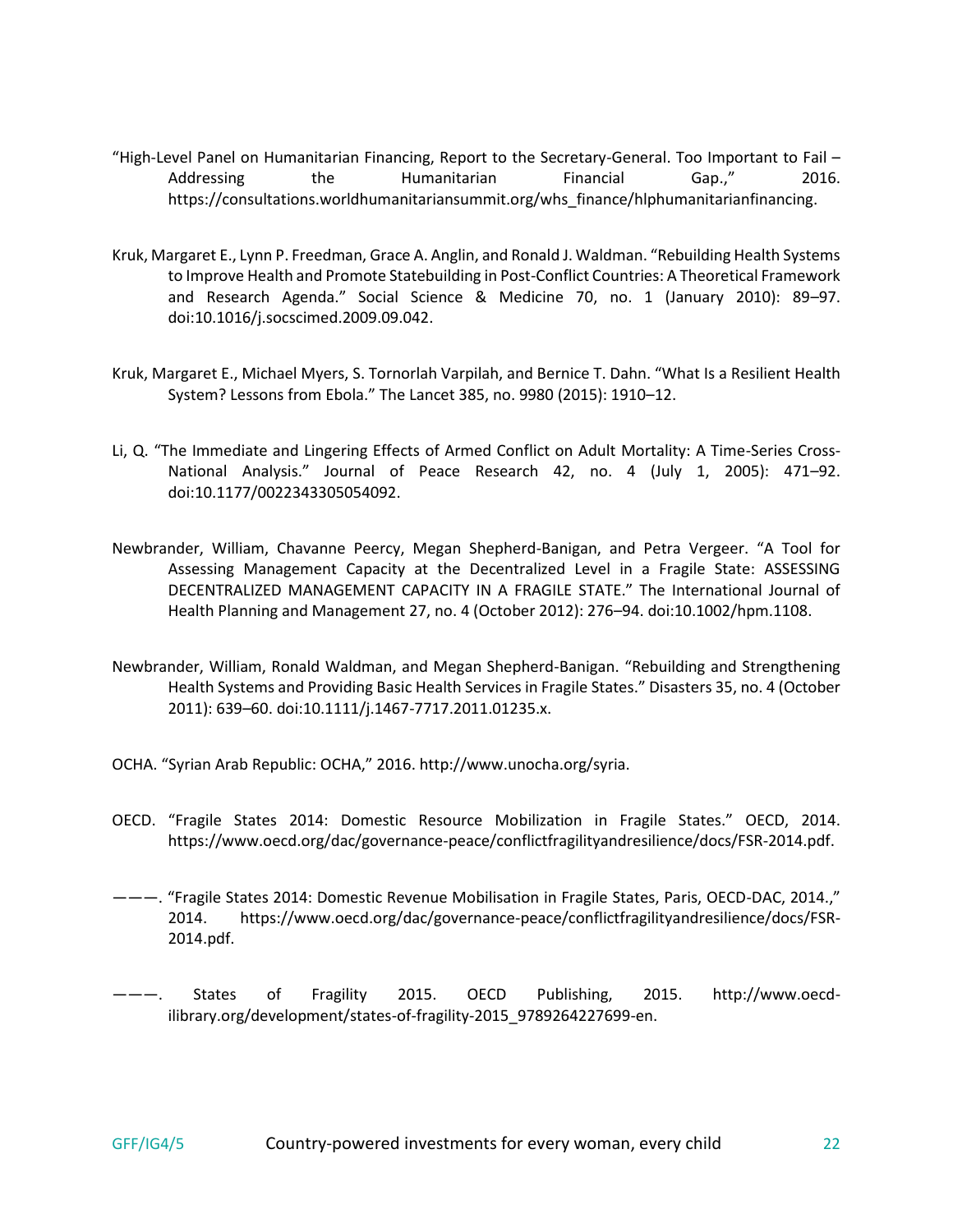"High-Level Panel on Humanitarian Financing, Report to the Secretary-General. Too Important to Fail – Addressing the Humanitarian Financial Gap.," 2016. https://consultations.worldhumanitariansummit.org/whs_finance/hlphumanitarianfinancing.

Kruk, Margaret E., Lynn P. Freedman, Grace A. Anglin, and Ronald J. Waldman. "Rebuilding Health Systems to Improve Health and Promote Statebuilding in Post-Conflict Countries: A Theoretical Framework and Research Agenda." Social Science & Medicine 70, no. 1 (January 2010): 89–97. doi:10.1016/j.socscimed.2009.09.042.

Kruk, Margaret E., Michael Myers, S. Tornorlah Varpilah, and Bernice T. Dahn. "What Is a Resilient Health System? Lessons from Ebola." The Lancet 385, no. 9980 (2015): 1910–12.

Li, Q. "The Immediate and Lingering Effects of Armed Conflict on Adult Mortality: A Time-Series Cross-National Analysis." Journal of Peace Research 42, no. 4 (July 1, 2005): 471–92. doi:10.1177/0022343305054092.

Newbrander, William, Chavanne Peercy, Megan Shepherd-Banigan, and Petra Vergeer. "A Tool for Assessing Management Capacity at the Decentralized Level in a Fragile State: ASSESSING DECENTRALIZED MANAGEMENT CAPACITY IN A FRAGILE STATE." The International Journal of Health Planning and Management 27, no. 4 (October 2012): 276–94. doi:10.1002/hpm.1108.

Newbrander, William, Ronald Waldman, and Megan Shepherd-Banigan. "Rebuilding and Strengthening Health Systems and Providing Basic Health Services in Fragile States." Disasters 35, no. 4 (October 2011): 639–60. doi:10.1111/j.1467-7717.2011.01235.x.

OCHA. "Syrian Arab Republic: OCHA," 2016. http://www.unocha.org/syria.

OECD. "Fragile States 2014: Domestic Resource Mobilization in Fragile States." OECD, 2014. https://www.oecd.org/dac/governance-peace/conflictfragilityandresilience/docs/FSR-2014.pdf.

———. "Fragile States 2014: Domestic Revenue Mobilisation in Fragile States, Paris, OECD-DAC, 2014.," 2014. https://www.oecd.org/dac/governance-peace/conflictfragilityandresilience/docs/FSR-2014.pdf.

———. States of Fragility 2015. OECD Publishing, 2015. http://www.oecd-ilibrary.org/development/states-of-fragility-2015_9789264227699-en.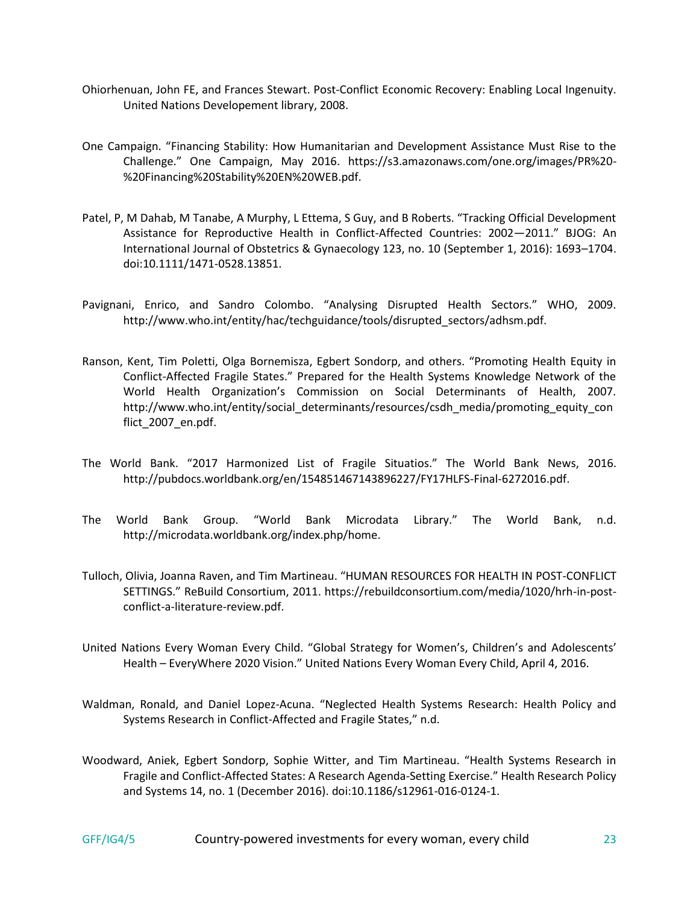Ohiorhenuan, John FE, and Frances Stewart. Post-Conflict Economic Recovery: Enabling Local Ingenuity. United Nations Developement library, 2008.

One Campaign. “Financing Stability: How Humanitarian and Development Assistance Must Rise to the Challenge.” One Campaign, May 2016. https://s3.amazonaws.com/one.org/images/PR%20-%20Financing%20Stability%20EN%20WEB.pdf.

Patel, P, M Dahab, M Tanabe, A Murphy, L Ettema, S Guy, and B Roberts. “Tracking Official Development Assistance for Reproductive Health in Conflict-Affected Countries: 2002—2011.” BJOG: An International Journal of Obstetrics & Gynaecology 123, no. 10 (September 1, 2016): 1693–1704. doi:10.1111/1471-0528.13851.

Pavignani, Enrico, and Sandro Colombo. “Analysing Disrupted Health Sectors.” WHO, 2009. http://www.who.int/entity/hac/techguidance/tools/disrupted_sectors/adhsm.pdf.

Ranson, Kent, Tim Poletti, Olga Bornemisza, Egbert Sondorp, and others. “Promoting Health Equity in Conflict-Affected Fragile States.” Prepared for the Health Systems Knowledge Network of the World Health Organization’s Commission on Social Determinants of Health, 2007. http://www.who.int/entity/social_determinants/resources/csdh_media/promoting_equity_conflict_2007_en.pdf.

The World Bank. “2017 Harmonized List of Fragile Situatios.” The World Bank News, 2016. http://pubdocs.worldbank.org/en/154851467143896227/FY17HLFS-Final-6272016.pdf.

The World Bank Group. “World Bank Microdata Library.” The World Bank, n.d. http://microdata.worldbank.org/index.php/home.

Tulloch, Olivia, Joanna Raven, and Tim Martineau. “HUMAN RESOURCES FOR HEALTH IN POST-CONFLICT SETTINGS.” ReBuild Consortium, 2011. https://rebuildconsortium.com/media/1020/hrh-in-post-conflict-a-literature-review.pdf.

United Nations Every Woman Every Child. “Global Strategy for Women’s, Children’s and Adolescents’ Health – EveryWhere 2020 Vision.” United Nations Every Woman Every Child, April 4, 2016.

Waldman, Ronald, and Daniel Lopez-Acuna. “Neglected Health Systems Research: Health Policy and Systems Research in Conflict-Affected and Fragile States,” n.d.

Woodward, Aniek, Egbert Sondorp, Sophie Witter, and Tim Martineau. “Health Systems Research in Fragile and Conflict-Affected States: A Research Agenda-Setting Exercise.” Health Research Policy and Systems 14, no. 1 (December 2016). doi:10.1186/s12961-016-0124-1.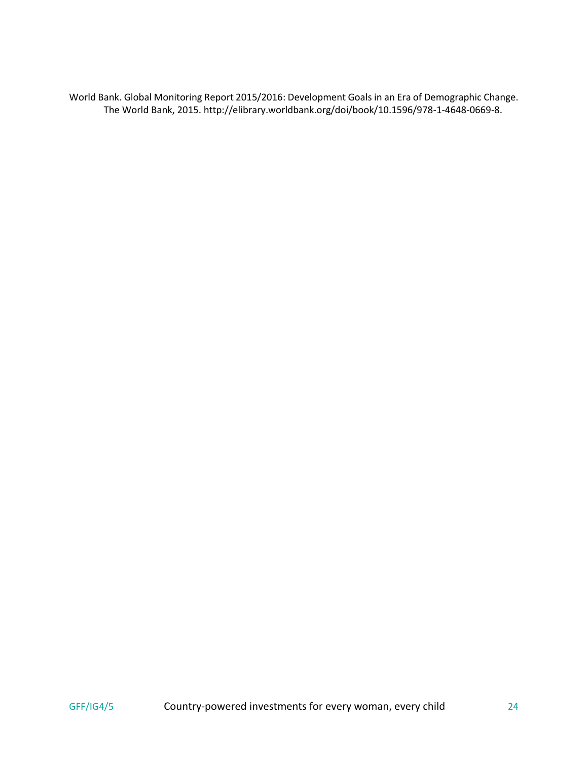World Bank. Global Monitoring Report 2015/2016: Development Goals in an Era of Demographic Change. The World Bank, 2015. http://elibrary.worldbank.org/doi/book/10.1596/978-1-4648-0669-8.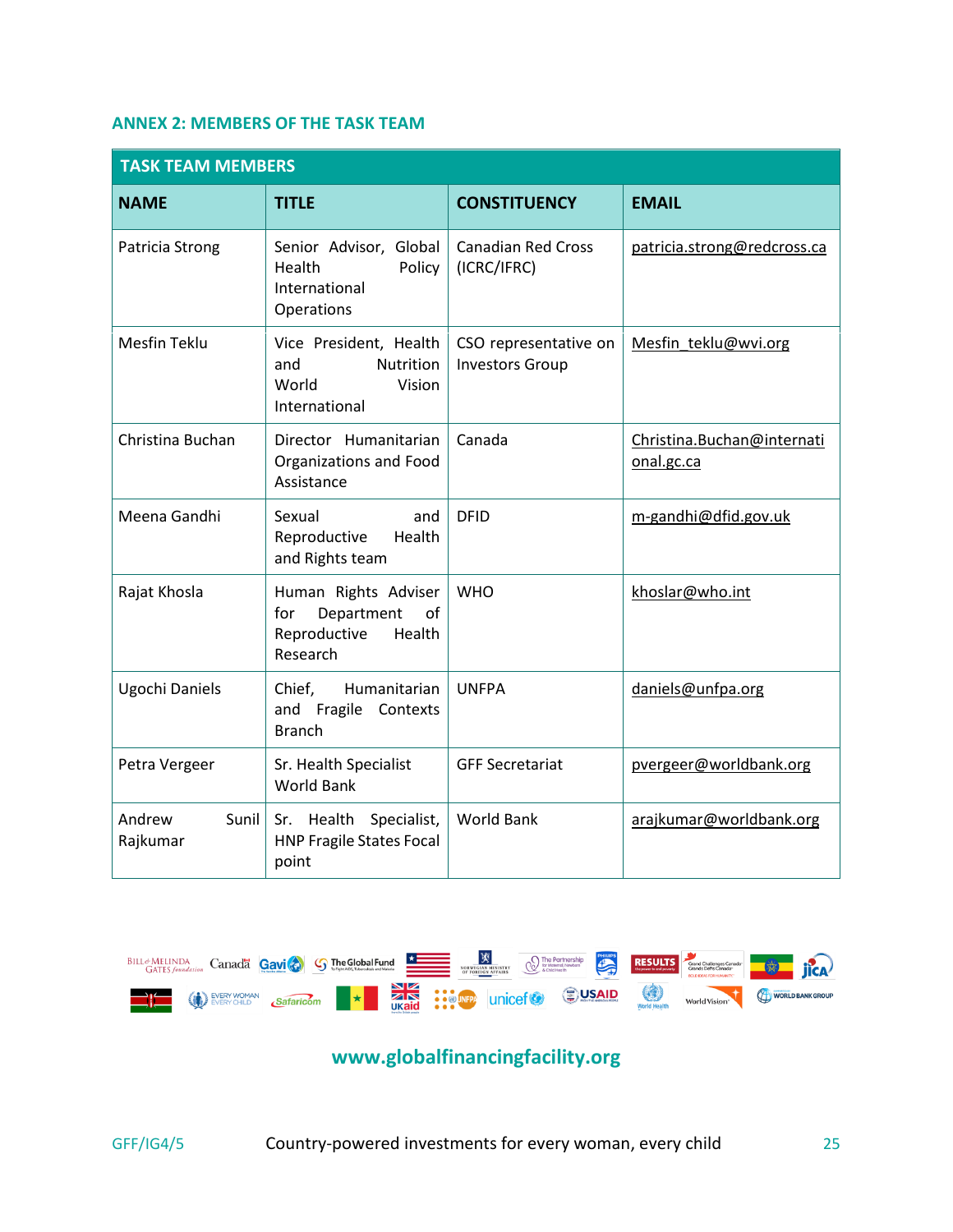## ANNEX 2: MEMBERS OF THE TASK TEAM

| TASK TEAM MEMBERS | | | |
|---|---|---|---|
| **NAME** | **TITLE** | **CONSTITUENCY** | **EMAIL** |
| Patricia Strong | Senior Advisor, Global Health Policy International Operations | Canadian Red Cross (ICRC/IFRC) | patricia.strong@redcross.ca |
| Mesfin Teklu | Vice President, Health and Nutrition World Vision International | CSO representative on Investors Group | Mesfin_teklu@wvi.org |
| Christina Buchan | Director Humanitarian Organizations and Food Assistance | Canada | Christina.Buchan@international.gc.ca |
| Meena Gandhi | Sexual and Reproductive Health and Rights team | DFID | m-gandhi@dfid.gov.uk |
| Rajat Khosla | Human Rights Adviser for Department of Reproductive Health Research | WHO | khoslar@who.int |
| Ugochi Daniels | Chief, Humanitarian and Fragile Contexts Branch | UNFPA | daniels@unfpa.org |
| Petra Vergeer | Sr. Health Specialist World Bank | GFF Secretariat | pvergeer@worldbank.org |
| Andrew Sunil Rajkumar | Sr. Health Specialist, HNP Fragile States Focal point | World Bank | arajkumar@worldbank.org |

www.globalfinancingfacility.org